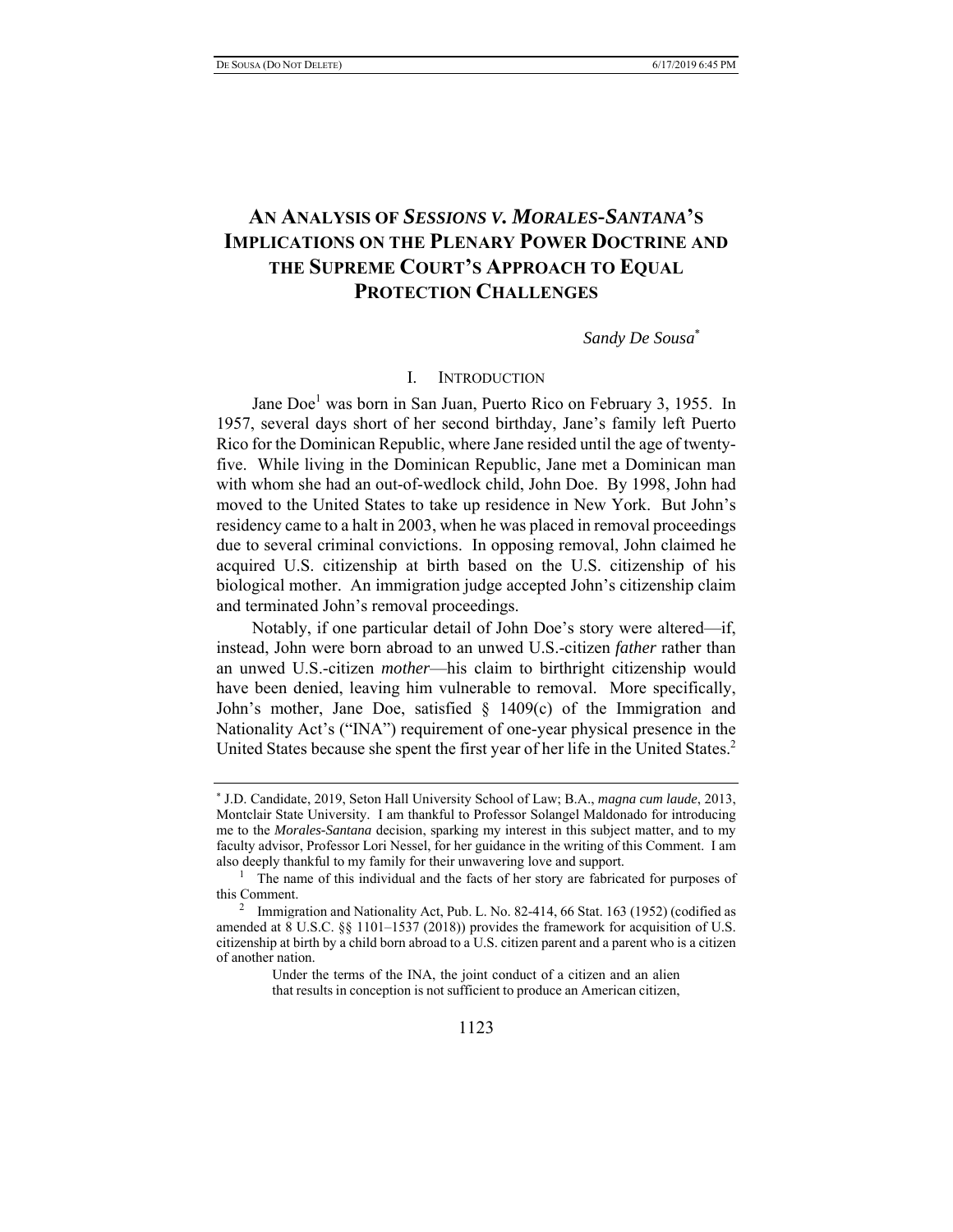# AN ANALYSIS OF *SESSIONS V. MORALES-SANTANA*'S IMPLICATIONS ON THE PLENARY POWER DOCTRINE AND THE SUPREME COURT'S APPROACH TO EQUAL PROTECTION CHALLENGES

*Sandy De Sousa*[*]

## I. INTRODUCTION

Jane Doe[1] was born in San Juan, Puerto Rico on February 3, 1955. In 1957, several days short of her second birthday, Jane's family left Puerto Rico for the Dominican Republic, where Jane resided until the age of twenty-five. While living in the Dominican Republic, Jane met a Dominican man with whom she had an out-of-wedlock child, John Doe. By 1998, John had moved to the United States to take up residence in New York. But John's residency came to a halt in 2003, when he was placed in removal proceedings due to several criminal convictions. In opposing removal, John claimed he acquired U.S. citizenship at birth based on the U.S. citizenship of his biological mother. An immigration judge accepted John's citizenship claim and terminated John's removal proceedings.

Notably, if one particular detail of John Doe's story were altered—if, instead, John were born abroad to an unwed U.S.-citizen *father* rather than an unwed U.S.-citizen *mother*—his claim to birthright citizenship would have been denied, leaving him vulnerable to removal. More specifically, John's mother, Jane Doe, satisfied § 1409(c) of the Immigration and Nationality Act's ("INA") requirement of one-year physical presence in the United States because she spent the first year of her life in the United States.[2]

---

[*] J.D. Candidate, 2019, Seton Hall University School of Law; B.A., *magna cum laude*, 2013, Montclair State University. I am thankful to Professor Solangel Maldonado for introducing me to the *Morales-Santana* decision, sparking my interest in this subject matter, and to my faculty advisor, Professor Lori Nessel, for her guidance in the writing of this Comment. I am also deeply thankful to my family for their unwavering love and support.

[1] The name of this individual and the facts of her story are fabricated for purposes of this Comment.

[2] Immigration and Nationality Act, Pub. L. No. 82-414, 66 Stat. 163 (1952) (codified as amended at 8 U.S.C. §§ 1101–1537 (2018)) provides the framework for acquisition of U.S. citizenship at birth by a child born abroad to a U.S. citizen parent and a parent who is a citizen of another nation.

> Under the terms of the INA, the joint conduct of a citizen and an alien that results in conception is not sufficient to produce an American citizen,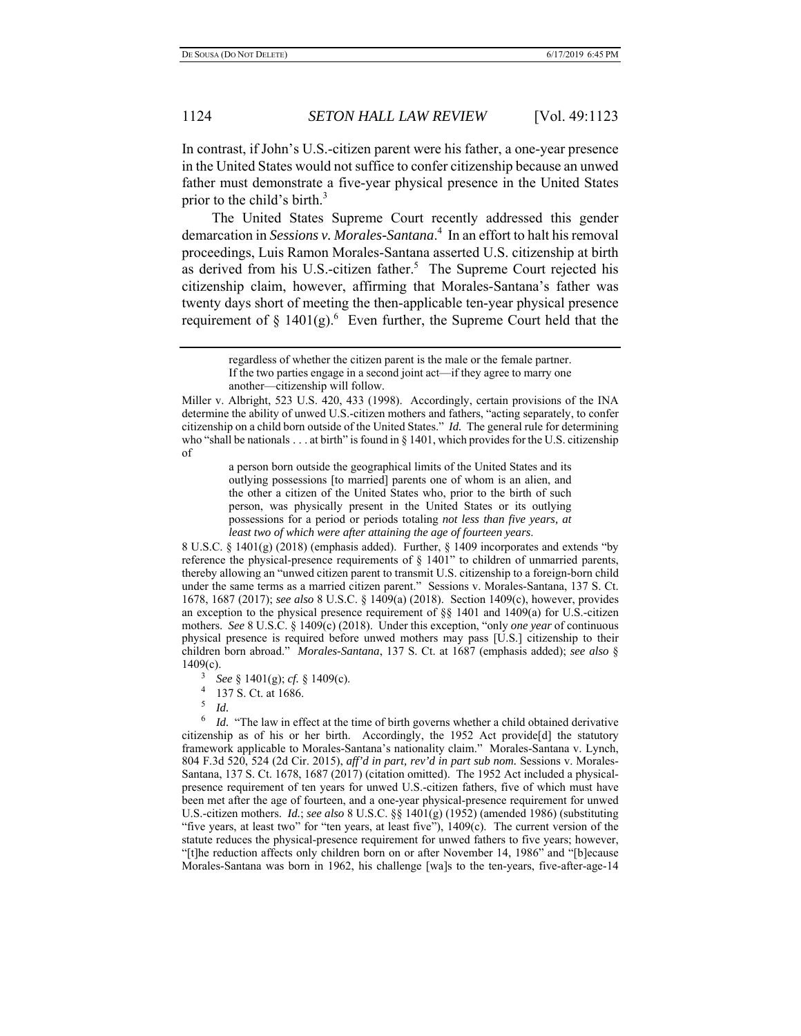In contrast, if John's U.S.-citizen parent were his father, a one-year presence in the United States would not suffice to confer citizenship because an unwed father must demonstrate a five-year physical presence in the United States prior to the child's birth.[3]

The United States Supreme Court recently addressed this gender demarcation in *Sessions v. Morales-Santana*.[4] In an effort to halt his removal proceedings, Luis Ramon Morales-Santana asserted U.S. citizenship at birth as derived from his U.S.-citizen father.[5] The Supreme Court rejected his citizenship claim, however, affirming that Morales-Santana's father was twenty days short of meeting the then-applicable ten-year physical presence requirement of § 1401(g).[6] Even further, the Supreme Court held that the

---

> regardless of whether the citizen parent is the male or the female partner. If the two parties engage in a second joint act—if they agree to marry one another—citizenship will follow.

Miller v. Albright, 523 U.S. 420, 433 (1998). Accordingly, certain provisions of the INA determine the ability of unwed U.S.-citizen mothers and fathers, "acting separately, to confer citizenship on a child born outside of the United States." *Id.* The general rule for determining who "shall be nationals . . . at birth" is found in § 1401, which provides for the U.S. citizenship of

> a person born outside the geographical limits of the United States and its outlying possessions [to married] parents one of whom is an alien, and the other a citizen of the United States who, prior to the birth of such person, was physically present in the United States or its outlying possessions for a period or periods totaling *not less than five years, at least two of which were after attaining the age of fourteen years*.

8 U.S.C. § 1401(g) (2018) (emphasis added). Further, § 1409 incorporates and extends "by reference the physical-presence requirements of § 1401" to children of unmarried parents, thereby allowing an "unwed citizen parent to transmit U.S. citizenship to a foreign-born child under the same terms as a married citizen parent." Sessions v. Morales-Santana, 137 S. Ct. 1678, 1687 (2017); *see also* 8 U.S.C. § 1409(a) (2018). Section 1409(c), however, provides an exception to the physical presence requirement of §§ 1401 and 1409(a) for U.S.-citizen mothers. *See* 8 U.S.C. § 1409(c) (2018). Under this exception, "only *one year* of continuous physical presence is required before unwed mothers may pass [U.S.] citizenship to their children born abroad." *Morales-Santana*, 137 S. Ct. at 1687 (emphasis added); *see also* § 1409(c).

[3] *See* § 1401(g); *cf.* § 1409(c).

[4] 137 S. Ct. at 1686.

[5] *Id.*

[6] *Id.* "The law in effect at the time of birth governs whether a child obtained derivative citizenship as of his or her birth. Accordingly, the 1952 Act provide[d] the statutory framework applicable to Morales-Santana's nationality claim." Morales-Santana v. Lynch, 804 F.3d 520, 524 (2d Cir. 2015), *aff'd in part, rev'd in part sub nom.* Sessions v. Morales-Santana, 137 S. Ct. 1678, 1687 (2017) (citation omitted). The 1952 Act included a physical-presence requirement of ten years for unwed U.S.-citizen fathers, five of which must have been met after the age of fourteen, and a one-year physical-presence requirement for unwed U.S.-citizen mothers. *Id.*; *see also* 8 U.S.C. §§ 1401(g) (1952) (amended 1986) (substituting "five years, at least two" for "ten years, at least five"), 1409(c). The current version of the statute reduces the physical-presence requirement for unwed fathers to five years; however, "[t]he reduction affects only children born on or after November 14, 1986" and "[b]ecause Morales-Santana was born in 1962, his challenge [wa]s to the ten-years, five-after-age-14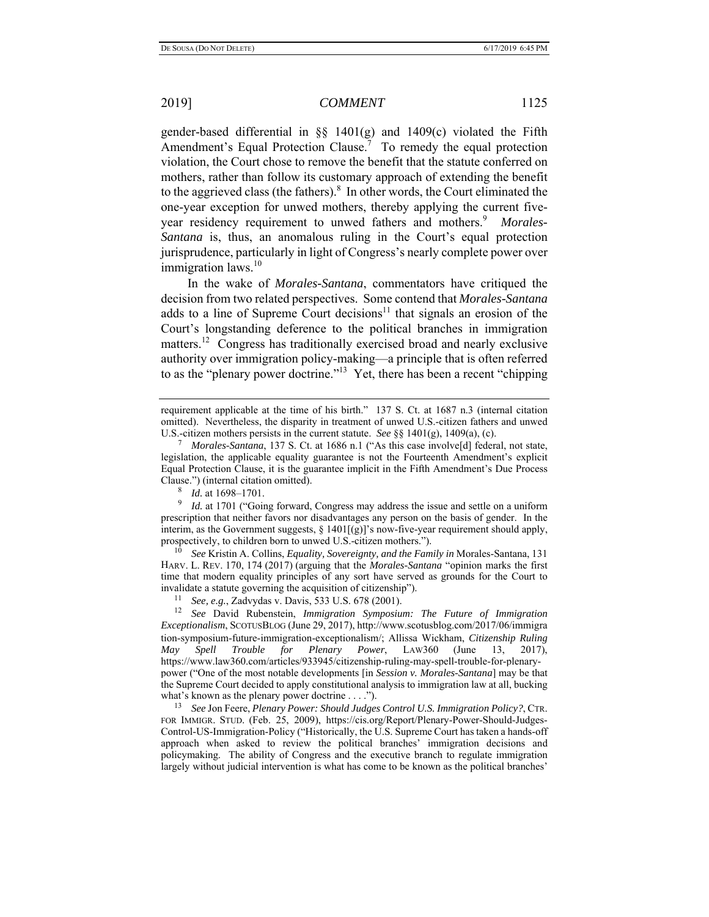gender-based differential in §§ 1401(g) and 1409(c) violated the Fifth Amendment's Equal Protection Clause.[7] To remedy the equal protection violation, the Court chose to remove the benefit that the statute conferred on mothers, rather than follow its customary approach of extending the benefit to the aggrieved class (the fathers).[8] In other words, the Court eliminated the one-year exception for unwed mothers, thereby applying the current five-year residency requirement to unwed fathers and mothers.[9] *Morales-Santana* is, thus, an anomalous ruling in the Court's equal protection jurisprudence, particularly in light of Congress's nearly complete power over immigration laws.[10]

In the wake of *Morales-Santana*, commentators have critiqued the decision from two related perspectives. Some contend that *Morales-Santana* adds to a line of Supreme Court decisions[11] that signals an erosion of the Court's longstanding deference to the political branches in immigration matters.[12] Congress has traditionally exercised broad and nearly exclusive authority over immigration policy-making—a principle that is often referred to as the "plenary power doctrine."[13] Yet, there has been a recent "chipping

---

requirement applicable at the time of his birth." 137 S. Ct. at 1687 n.3 (internal citation omitted). Nevertheless, the disparity in treatment of unwed U.S.-citizen fathers and unwed U.S.-citizen mothers persists in the current statute. *See* §§ 1401(g), 1409(a), (c).

[7] *Morales-Santana*, 137 S. Ct. at 1686 n.1 ("As this case involve[d] federal, not state, legislation, the applicable equality guarantee is not the Fourteenth Amendment's explicit Equal Protection Clause, it is the guarantee implicit in the Fifth Amendment's Due Process Clause.") (internal citation omitted).

[8] *Id.* at 1698–1701.

[9] *Id.* at 1701 ("Going forward, Congress may address the issue and settle on a uniform prescription that neither favors nor disadvantages any person on the basis of gender. In the interim, as the Government suggests, § 1401[(g)]'s now-five-year requirement should apply, prospectively, to children born to unwed U.S.-citizen mothers.").

[10] *See* Kristin A. Collins, *Equality, Sovereignty, and the Family in* Morales-Santana, 131 HARV. L. REV. 170, 174 (2017) (arguing that the *Morales-Santana* "opinion marks the first time that modern equality principles of any sort have served as grounds for the Court to invalidate a statute governing the acquisition of citizenship").

[11] *See, e.g.*, Zadvydas v. Davis, 533 U.S. 678 (2001).

[12] *See* David Rubenstein, *Immigration Symposium: The Future of Immigration Exceptionalism*, SCOTUSBLOG (June 29, 2017), http://www.scotusblog.com/2017/06/immigration-symposium-future-immigration-exceptionalism/; Allissa Wickham, *Citizenship Ruling May Spell Trouble for Plenary Power*, LAW360 (June 13, 2017), https://www.law360.com/articles/933945/citizenship-ruling-may-spell-trouble-for-plenary-power ("One of the most notable developments [in *Session v. Morales-Santana*] may be that the Supreme Court decided to apply constitutional analysis to immigration law at all, bucking what's known as the plenary power doctrine . . . .").

[13] *See* Jon Feere, *Plenary Power: Should Judges Control U.S. Immigration Policy?*, CTR. FOR IMMIGR. STUD. (Feb. 25, 2009), https://cis.org/Report/Plenary-Power-Should-Judges-Control-US-Immigration-Policy ("Historically, the U.S. Supreme Court has taken a hands-off approach when asked to review the political branches' immigration decisions and policymaking. The ability of Congress and the executive branch to regulate immigration largely without judicial intervention is what has come to be known as the political branches'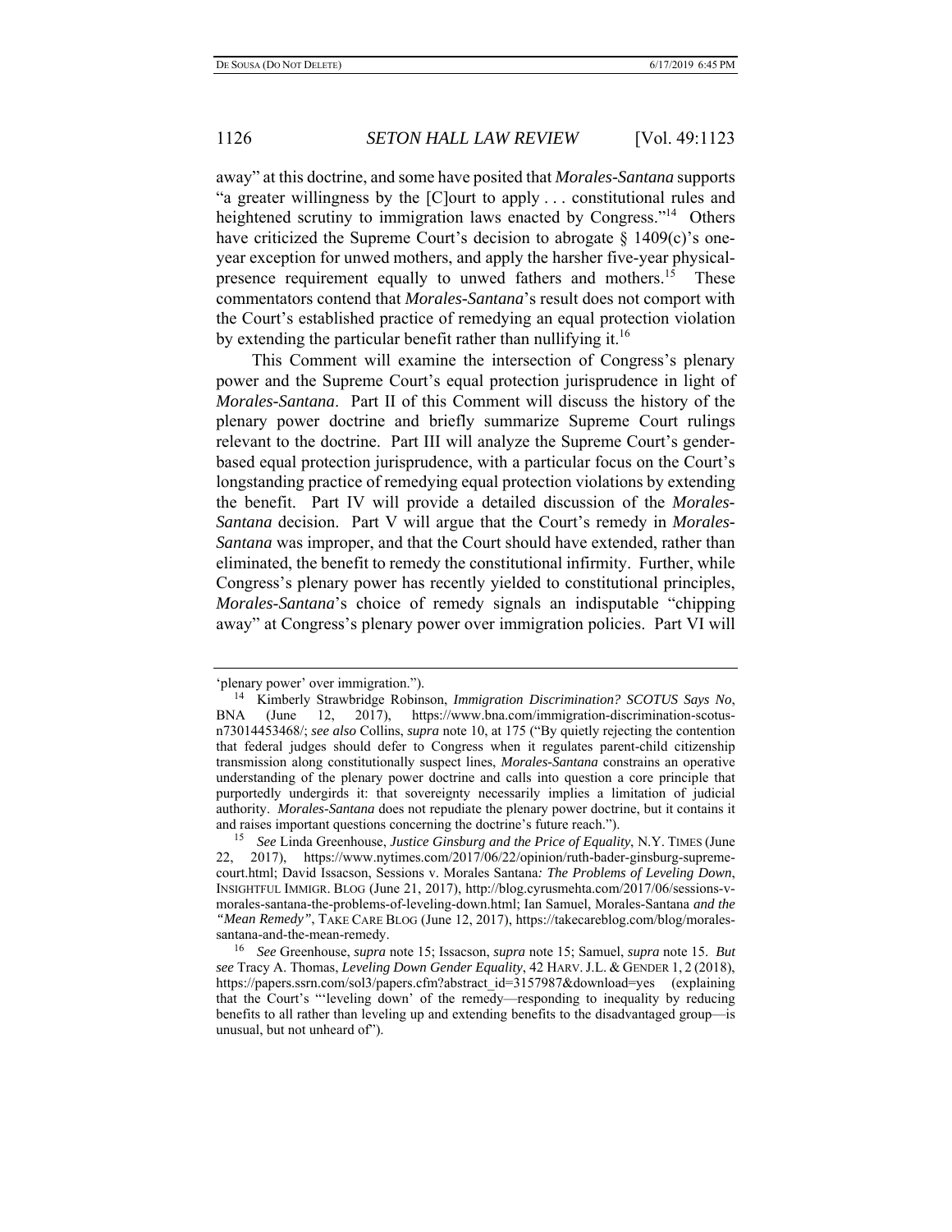away" at this doctrine, and some have posited that *Morales-Santana* supports "a greater willingness by the [C]ourt to apply . . . constitutional rules and heightened scrutiny to immigration laws enacted by Congress."[14] Others have criticized the Supreme Court's decision to abrogate § 1409(c)'s one-year exception for unwed mothers, and apply the harsher five-year physical-presence requirement equally to unwed fathers and mothers.[15] These commentators contend that *Morales-Santana*'s result does not comport with the Court's established practice of remedying an equal protection violation by extending the particular benefit rather than nullifying it.[16]

This Comment will examine the intersection of Congress's plenary power and the Supreme Court's equal protection jurisprudence in light of *Morales-Santana*. Part II of this Comment will discuss the history of the plenary power doctrine and briefly summarize Supreme Court rulings relevant to the doctrine. Part III will analyze the Supreme Court's gender-based equal protection jurisprudence, with a particular focus on the Court's longstanding practice of remedying equal protection violations by extending the benefit. Part IV will provide a detailed discussion of the *Morales-Santana* decision. Part V will argue that the Court's remedy in *Morales-Santana* was improper, and that the Court should have extended, rather than eliminated, the benefit to remedy the constitutional infirmity. Further, while Congress's plenary power has recently yielded to constitutional principles, *Morales-Santana*'s choice of remedy signals an indisputable "chipping away" at Congress's plenary power over immigration policies. Part VI will

---

'plenary power' over immigration.").

[14] Kimberly Strawbridge Robinson, *Immigration Discrimination? SCOTUS Says No*, BNA (June 12, 2017), https://www.bna.com/immigration-discrimination-scotus-n73014453468/; *see also* Collins, *supra* note 10, at 175 ("By quietly rejecting the contention that federal judges should defer to Congress when it regulates parent-child citizenship transmission along constitutionally suspect lines, *Morales-Santana* constrains an operative understanding of the plenary power doctrine and calls into question a core principle that purportedly undergirds it: that sovereignty necessarily implies a limitation of judicial authority. *Morales-Santana* does not repudiate the plenary power doctrine, but it contains it and raises important questions concerning the doctrine's future reach.").

[15] *See* Linda Greenhouse, *Justice Ginsburg and the Price of Equality*, N.Y. TIMES (June 22, 2017), https://www.nytimes.com/2017/06/22/opinion/ruth-bader-ginsburg-supreme-court.html; David Issacson, Sessions v. Morales Santana*: The Problems of Leveling Down*, INSIGHTFUL IMMIGR. BLOG (June 21, 2017), http://blog.cyrusmehta.com/2017/06/sessions-v-morales-santana-the-problems-of-leveling-down.html; Ian Samuel, Morales-Santana *and the "Mean Remedy"*, TAKE CARE BLOG (June 12, 2017), https://takecareblog.com/blog/morales-santana-and-the-mean-remedy.

[16] *See* Greenhouse, *supra* note 15; Issacson, *supra* note 15; Samuel, *supra* note 15. *But see* Tracy A. Thomas, *Leveling Down Gender Equality*, 42 HARV. J.L. & GENDER 1, 2 (2018), https://papers.ssrn.com/sol3/papers.cfm?abstract_id=3157987&download=yes (explaining that the Court's "'leveling down' of the remedy—responding to inequality by reducing benefits to all rather than leveling up and extending benefits to the disadvantaged group—is unusual, but not unheard of").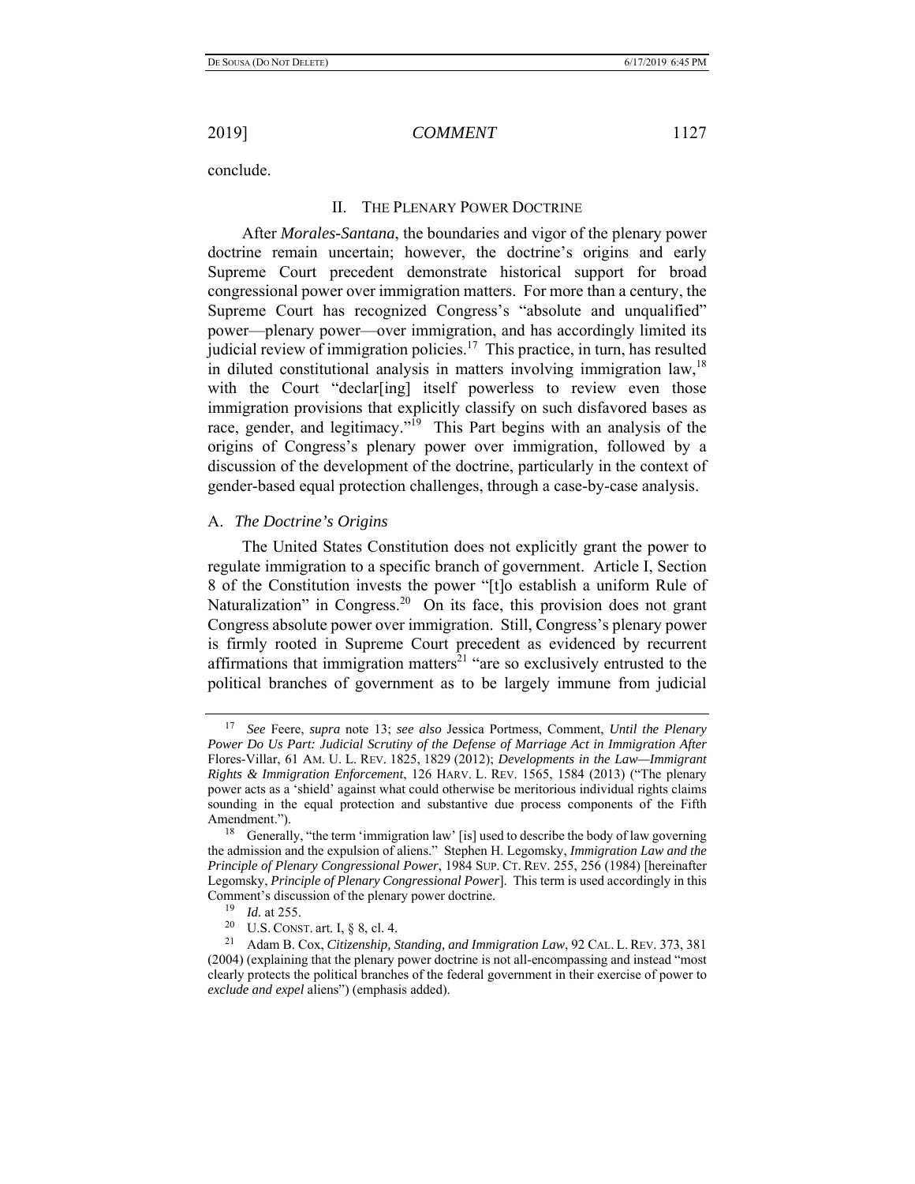conclude.

## II. The Plenary Power Doctrine

After *Morales-Santana*, the boundaries and vigor of the plenary power doctrine remain uncertain; however, the doctrine's origins and early Supreme Court precedent demonstrate historical support for broad congressional power over immigration matters. For more than a century, the Supreme Court has recognized Congress's "absolute and unqualified" power—plenary power—over immigration, and has accordingly limited its judicial review of immigration policies.[17] This practice, in turn, has resulted in diluted constitutional analysis in matters involving immigration law,[18] with the Court "declar[ing] itself powerless to review even those immigration provisions that explicitly classify on such disfavored bases as race, gender, and legitimacy."[19] This Part begins with an analysis of the origins of Congress's plenary power over immigration, followed by a discussion of the development of the doctrine, particularly in the context of gender-based equal protection challenges, through a case-by-case analysis.

### A. *The Doctrine's Origins*

The United States Constitution does not explicitly grant the power to regulate immigration to a specific branch of government. Article I, Section 8 of the Constitution invests the power "[t]o establish a uniform Rule of Naturalization" in Congress.[20] On its face, this provision does not grant Congress absolute power over immigration. Still, Congress's plenary power is firmly rooted in Supreme Court precedent as evidenced by recurrent affirmations that immigration matters[21] "are so exclusively entrusted to the political branches of government as to be largely immune from judicial

---

[17] *See* Feere, *supra* note 13; *see also* Jessica Portmess, Comment, *Until the Plenary Power Do Us Part: Judicial Scrutiny of the Defense of Marriage Act in Immigration After* Flores-Villar, 61 AM. U. L. REV. 1825, 1829 (2012); *Developments in the Law—Immigrant Rights & Immigration Enforcement*, 126 HARV. L. REV. 1565, 1584 (2013) ("The plenary power acts as a 'shield' against what could otherwise be meritorious individual rights claims sounding in the equal protection and substantive due process components of the Fifth Amendment.").

[18] Generally, "the term 'immigration law' [is] used to describe the body of law governing the admission and the expulsion of aliens." Stephen H. Legomsky, *Immigration Law and the Principle of Plenary Congressional Power*, 1984 SUP. CT. REV. 255, 256 (1984) [hereinafter Legomsky, *Principle of Plenary Congressional Power*]. This term is used accordingly in this Comment's discussion of the plenary power doctrine.

[19] *Id.* at 255.

[20] U.S. CONST. art. I, § 8, cl. 4.

[21] Adam B. Cox, *Citizenship, Standing, and Immigration Law*, 92 CAL. L. REV. 373, 381 (2004) (explaining that the plenary power doctrine is not all-encompassing and instead "most clearly protects the political branches of the federal government in their exercise of power to *exclude and expel* aliens") (emphasis added).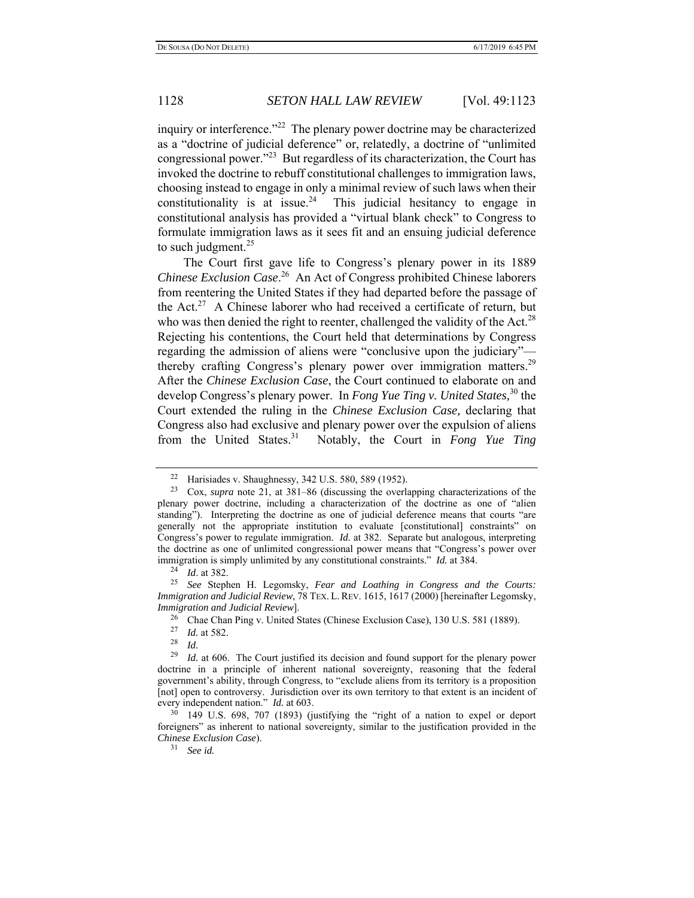inquiry or interference."[22] The plenary power doctrine may be characterized as a "doctrine of judicial deference" or, relatedly, a doctrine of "unlimited congressional power."[23] But regardless of its characterization, the Court has invoked the doctrine to rebuff constitutional challenges to immigration laws, choosing instead to engage in only a minimal review of such laws when their constitutionality is at issue.[24] This judicial hesitancy to engage in constitutional analysis has provided a "virtual blank check" to Congress to formulate immigration laws as it sees fit and an ensuing judicial deference to such judgment.[25]

The Court first gave life to Congress's plenary power in its 1889 *Chinese Exclusion Case*.[26] An Act of Congress prohibited Chinese laborers from reentering the United States if they had departed before the passage of the Act.[27] A Chinese laborer who had received a certificate of return, but who was then denied the right to reenter, challenged the validity of the Act.[28] Rejecting his contentions, the Court held that determinations by Congress regarding the admission of aliens were "conclusive upon the judiciary"—thereby crafting Congress's plenary power over immigration matters.[29] After the *Chinese Exclusion Case*, the Court continued to elaborate on and develop Congress's plenary power. In *Fong Yue Ting v. United States,*[30] the Court extended the ruling in the *Chinese Exclusion Case,* declaring that Congress also had exclusive and plenary power over the expulsion of aliens from the United States.[31] Notably, the Court in *Fong Yue Ting*

---

[22] Harisiades v. Shaughnessy, 342 U.S. 580, 589 (1952).

[23] Cox, *supra* note 21, at 381–86 (discussing the overlapping characterizations of the plenary power doctrine, including a characterization of the doctrine as one of "alien standing"). Interpreting the doctrine as one of judicial deference means that courts "are generally not the appropriate institution to evaluate [constitutional] constraints" on Congress's power to regulate immigration. *Id.* at 382. Separate but analogous, interpreting the doctrine as one of unlimited congressional power means that "Congress's power over immigration is simply unlimited by any constitutional constraints." *Id.* at 384.

[24] *Id*. at 382.

[25] *See* Stephen H. Legomsky, *Fear and Loathing in Congress and the Courts: Immigration and Judicial Review*, 78 TEX. L. REV. 1615, 1617 (2000) [hereinafter Legomsky, *Immigration and Judicial Review*].

[26] Chae Chan Ping v. United States (Chinese Exclusion Case), 130 U.S. 581 (1889).

[27] *Id.* at 582.

[28] *Id.*

[29] *Id.* at 606. The Court justified its decision and found support for the plenary power doctrine in a principle of inherent national sovereignty, reasoning that the federal government's ability, through Congress, to "exclude aliens from its territory is a proposition [not] open to controversy. Jurisdiction over its own territory to that extent is an incident of every independent nation." *Id.* at 603.

[30] 149 U.S. 698, 707 (1893) (justifying the "right of a nation to expel or deport foreigners" as inherent to national sovereignty, similar to the justification provided in the *Chinese Exclusion Case*).

[31] *See id.*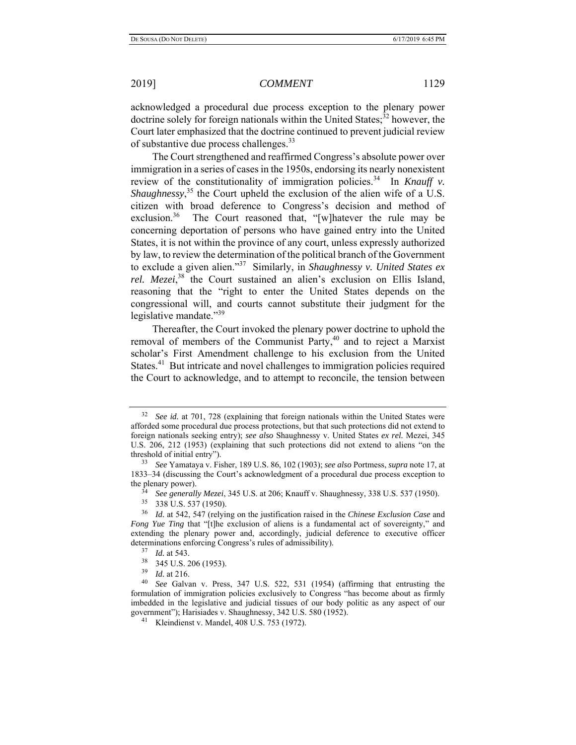acknowledged a procedural due process exception to the plenary power doctrine solely for foreign nationals within the United States;[32] however, the Court later emphasized that the doctrine continued to prevent judicial review of substantive due process challenges.[33]

The Court strengthened and reaffirmed Congress's absolute power over immigration in a series of cases in the 1950s, endorsing its nearly nonexistent review of the constitutionality of immigration policies.[34] In *Knauff v. Shaughnessy*,[35] the Court upheld the exclusion of the alien wife of a U.S. citizen with broad deference to Congress's decision and method of exclusion.[36] The Court reasoned that, "[w]hatever the rule may be concerning deportation of persons who have gained entry into the United States, it is not within the province of any court, unless expressly authorized by law, to review the determination of the political branch of the Government to exclude a given alien."[37] Similarly, in *Shaughnessy v. United States ex rel. Mezei*,[38] the Court sustained an alien's exclusion on Ellis Island, reasoning that the "right to enter the United States depends on the congressional will, and courts cannot substitute their judgment for the legislative mandate."[39]

Thereafter, the Court invoked the plenary power doctrine to uphold the removal of members of the Communist Party,[40] and to reject a Marxist scholar's First Amendment challenge to his exclusion from the United States.[41] But intricate and novel challenges to immigration policies required the Court to acknowledge, and to attempt to reconcile, the tension between

---

[32] *See id.* at 701, 728 (explaining that foreign nationals within the United States were afforded some procedural due process protections, but that such protections did not extend to foreign nationals seeking entry); *see also* Shaughnessy v. United States *ex rel.* Mezei, 345 U.S. 206, 212 (1953) (explaining that such protections did not extend to aliens "on the threshold of initial entry").

[33] *See* Yamataya v. Fisher, 189 U.S. 86, 102 (1903); *see also* Portmess, *supra* note 17, at 1833–34 (discussing the Court's acknowledgment of a procedural due process exception to the plenary power).

[34] *See generally Mezei*, 345 U.S. at 206; Knauff v. Shaughnessy, 338 U.S. 537 (1950).

[35] 338 U.S. 537 (1950).

[36] *Id.* at 542, 547 (relying on the justification raised in the *Chinese Exclusion Case* and *Fong Yue Ting* that "[t]he exclusion of aliens is a fundamental act of sovereignty," and extending the plenary power and, accordingly, judicial deference to executive officer determinations enforcing Congress's rules of admissibility).

[37] *Id.* at 543.

[38] 345 U.S. 206 (1953).

[39] *Id.* at 216.

[40] *See* Galvan v. Press, 347 U.S. 522, 531 (1954) (affirming that entrusting the formulation of immigration policies exclusively to Congress "has become about as firmly imbedded in the legislative and judicial tissues of our body politic as any aspect of our government"); Harisiades v. Shaughnessy, 342 U.S. 580 (1952).

[41] Kleindienst v. Mandel, 408 U.S. 753 (1972).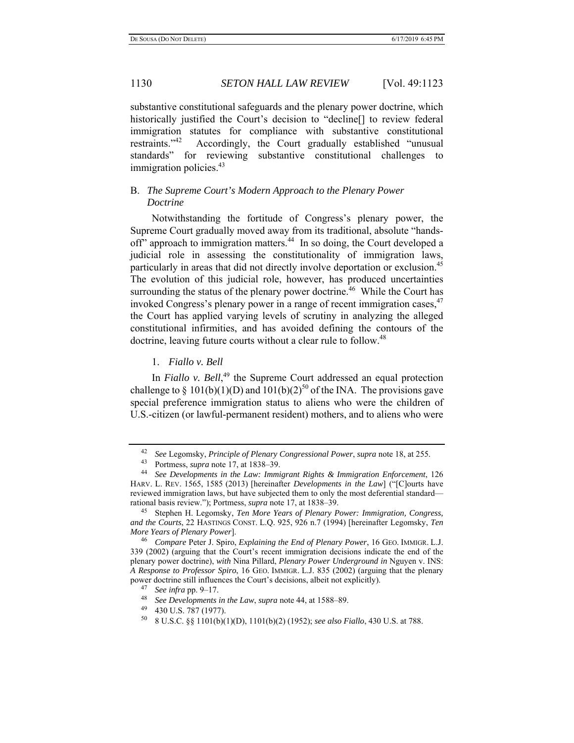substantive constitutional safeguards and the plenary power doctrine, which historically justified the Court's decision to "decline[] to review federal immigration statutes for compliance with substantive constitutional restraints."[42] Accordingly, the Court gradually established "unusual standards" for reviewing substantive constitutional challenges to immigration policies.[43]

## B. *The Supreme Court's Modern Approach to the Plenary Power Doctrine*

Notwithstanding the fortitude of Congress's plenary power, the Supreme Court gradually moved away from its traditional, absolute "hands-off" approach to immigration matters.[44] In so doing, the Court developed a judicial role in assessing the constitutionality of immigration laws, particularly in areas that did not directly involve deportation or exclusion.[45] The evolution of this judicial role, however, has produced uncertainties surrounding the status of the plenary power doctrine.[46] While the Court has invoked Congress's plenary power in a range of recent immigration cases,[47] the Court has applied varying levels of scrutiny in analyzing the alleged constitutional infirmities, and has avoided defining the contours of the doctrine, leaving future courts without a clear rule to follow.[48]

### 1. *Fiallo v. Bell*

In *Fiallo v. Bell*,[49] the Supreme Court addressed an equal protection challenge to § 101(b)(1)(D) and 101(b)(2)[50] of the INA. The provisions gave special preference immigration status to aliens who were the children of U.S.-citizen (or lawful-permanent resident) mothers, and to aliens who were

---

[42] *See* Legomsky, *Principle of Plenary Congressional Power*, *supra* note 18, at 255.

[43] Portmess, *supra* note 17, at 1838–39.

[44] *See Developments in the Law: Immigrant Rights & Immigration Enforcement*, 126 HARV. L. REV. 1565, 1585 (2013) [hereinafter *Developments in the Law*] ("[C]ourts have reviewed immigration laws, but have subjected them to only the most deferential standard—rational basis review."); Portmess, *supra* note 17, at 1838–39.

[45] Stephen H. Legomsky, *Ten More Years of Plenary Power: Immigration, Congress, and the Courts*, 22 HASTINGS CONST. L.Q. 925, 926 n.7 (1994) [hereinafter Legomsky, *Ten More Years of Plenary Power*].

[46] *Compare* Peter J. Spiro, *Explaining the End of Plenary Power*, 16 GEO. IMMIGR. L.J. 339 (2002) (arguing that the Court's recent immigration decisions indicate the end of the plenary power doctrine), *with* Nina Pillard, *Plenary Power Underground in* Nguyen v. INS: *A Response to Professor Spiro*, 16 GEO. IMMIGR. L.J. 835 (2002) (arguing that the plenary power doctrine still influences the Court's decisions, albeit not explicitly).

[47] *See infra* pp. 9–17.

[48] *See Developments in the Law*, *supra* note 44, at 1588–89.

[49] 430 U.S. 787 (1977).

[50] 8 U.S.C. §§ 1101(b)(1)(D), 1101(b)(2) (1952); *see also Fiallo*, 430 U.S. at 788.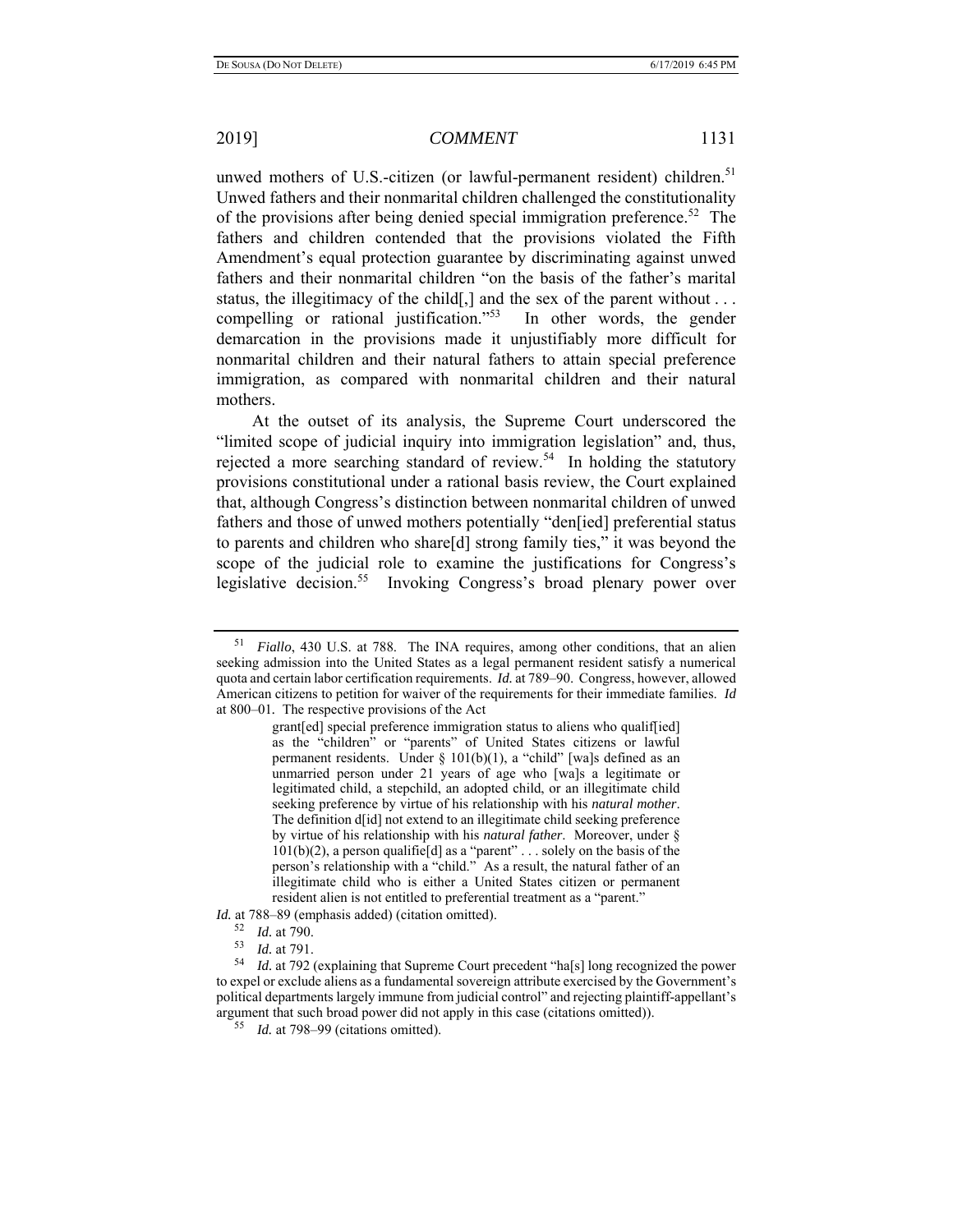unwed mothers of U.S.-citizen (or lawful-permanent resident) children.[51] Unwed fathers and their nonmarital children challenged the constitutionality of the provisions after being denied special immigration preference.[52] The fathers and children contended that the provisions violated the Fifth Amendment's equal protection guarantee by discriminating against unwed fathers and their nonmarital children "on the basis of the father's marital status, the illegitimacy of the child[,] and the sex of the parent without . . . compelling or rational justification."[53] In other words, the gender demarcation in the provisions made it unjustifiably more difficult for nonmarital children and their natural fathers to attain special preference immigration, as compared with nonmarital children and their natural mothers.

At the outset of its analysis, the Supreme Court underscored the "limited scope of judicial inquiry into immigration legislation" and, thus, rejected a more searching standard of review.[54] In holding the statutory provisions constitutional under a rational basis review, the Court explained that, although Congress's distinction between nonmarital children of unwed fathers and those of unwed mothers potentially "den[ied] preferential status to parents and children who share[d] strong family ties," it was beyond the scope of the judicial role to examine the justifications for Congress's legislative decision.[55] Invoking Congress's broad plenary power over

---

[51] *Fiallo*, 430 U.S. at 788. The INA requires, among other conditions, that an alien seeking admission into the United States as a legal permanent resident satisfy a numerical quota and certain labor certification requirements. *Id.* at 789–90. Congress, however, allowed American citizens to petition for waiver of the requirements for their immediate families. *Id* at 800–01. The respective provisions of the Act

> grant[ed] special preference immigration status to aliens who qualif[ied] as the "children" or "parents" of United States citizens or lawful permanent residents. Under § 101(b)(1), a "child" [wa]s defined as an unmarried person under 21 years of age who [wa]s a legitimate or legitimated child, a stepchild, an adopted child, or an illegitimate child seeking preference by virtue of his relationship with his *natural mother*. The definition d[id] not extend to an illegitimate child seeking preference by virtue of his relationship with his *natural father*. Moreover, under § 101(b)(2), a person qualifie[d] as a "parent" . . . solely on the basis of the person's relationship with a "child." As a result, the natural father of an illegitimate child who is either a United States citizen or permanent resident alien is not entitled to preferential treatment as a "parent."

*Id.* at 788–89 (emphasis added) (citation omitted).

[52] *Id.* at 790.

[53] *Id.* at 791.

[54] *Id.* at 792 (explaining that Supreme Court precedent "ha[s] long recognized the power to expel or exclude aliens as a fundamental sovereign attribute exercised by the Government's political departments largely immune from judicial control" and rejecting plaintiff-appellant's argument that such broad power did not apply in this case (citations omitted)).

[55] *Id.* at 798–99 (citations omitted).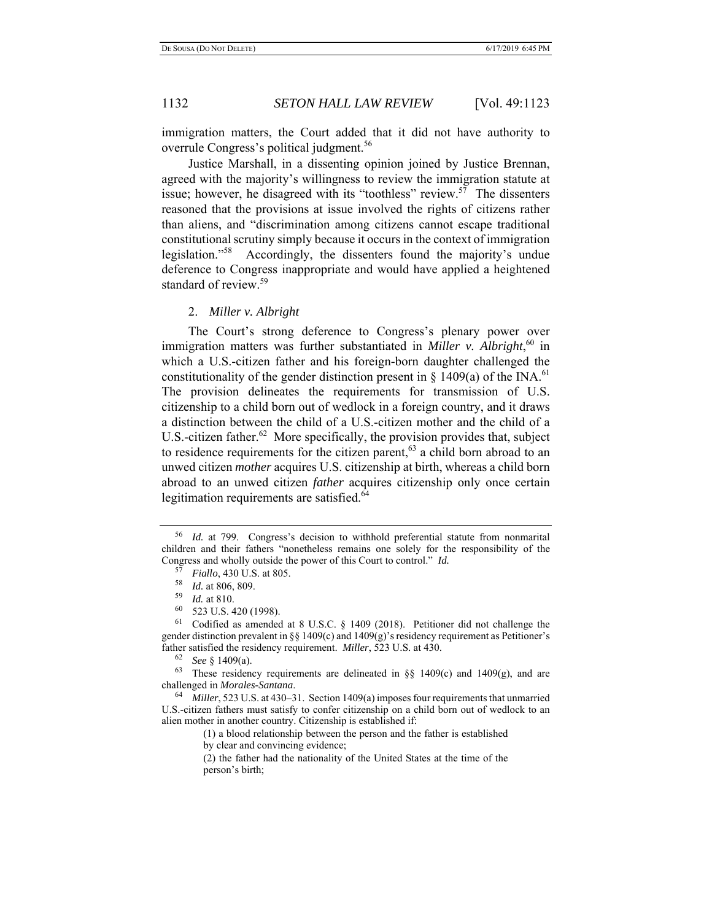immigration matters, the Court added that it did not have authority to overrule Congress's political judgment.[56]

Justice Marshall, in a dissenting opinion joined by Justice Brennan, agreed with the majority's willingness to review the immigration statute at issue; however, he disagreed with its "toothless" review.[57] The dissenters reasoned that the provisions at issue involved the rights of citizens rather than aliens, and "discrimination among citizens cannot escape traditional constitutional scrutiny simply because it occurs in the context of immigration legislation."[58] Accordingly, the dissenters found the majority's undue deference to Congress inappropriate and would have applied a heightened standard of review.[59]

### 2. *Miller v. Albright*

The Court's strong deference to Congress's plenary power over immigration matters was further substantiated in *Miller v. Albright*,[60] in which a U.S.-citizen father and his foreign-born daughter challenged the constitutionality of the gender distinction present in § 1409(a) of the INA.[61] The provision delineates the requirements for transmission of U.S. citizenship to a child born out of wedlock in a foreign country, and it draws a distinction between the child of a U.S.-citizen mother and the child of a U.S.-citizen father.[62] More specifically, the provision provides that, subject to residence requirements for the citizen parent,[63] a child born abroad to an unwed citizen *mother* acquires U.S. citizenship at birth, whereas a child born abroad to an unwed citizen *father* acquires citizenship only once certain legitimation requirements are satisfied.[64]

---

[56] *Id.* at 799. Congress's decision to withhold preferential statute from nonmarital children and their fathers "nonetheless remains one solely for the responsibility of the Congress and wholly outside the power of this Court to control." *Id.*

[57] *Fiallo*, 430 U.S. at 805.

[58] *Id.* at 806, 809.

[59] *Id.* at 810.

[60] 523 U.S. 420 (1998).

[61] Codified as amended at 8 U.S.C. § 1409 (2018). Petitioner did not challenge the gender distinction prevalent in §§ 1409(c) and 1409(g)'s residency requirement as Petitioner's father satisfied the residency requirement. *Miller*, 523 U.S. at 430.

[62] *See* § 1409(a).

[63] These residency requirements are delineated in §§ 1409(c) and 1409(g), and are challenged in *Morales-Santana*.

[64] *Miller*, 523 U.S. at 430–31. Section 1409(a) imposes four requirements that unmarried U.S.-citizen fathers must satisfy to confer citizenship on a child born out of wedlock to an alien mother in another country. Citizenship is established if:

> (1) a blood relationship between the person and the father is established by clear and convincing evidence;
>
> (2) the father had the nationality of the United States at the time of the person's birth;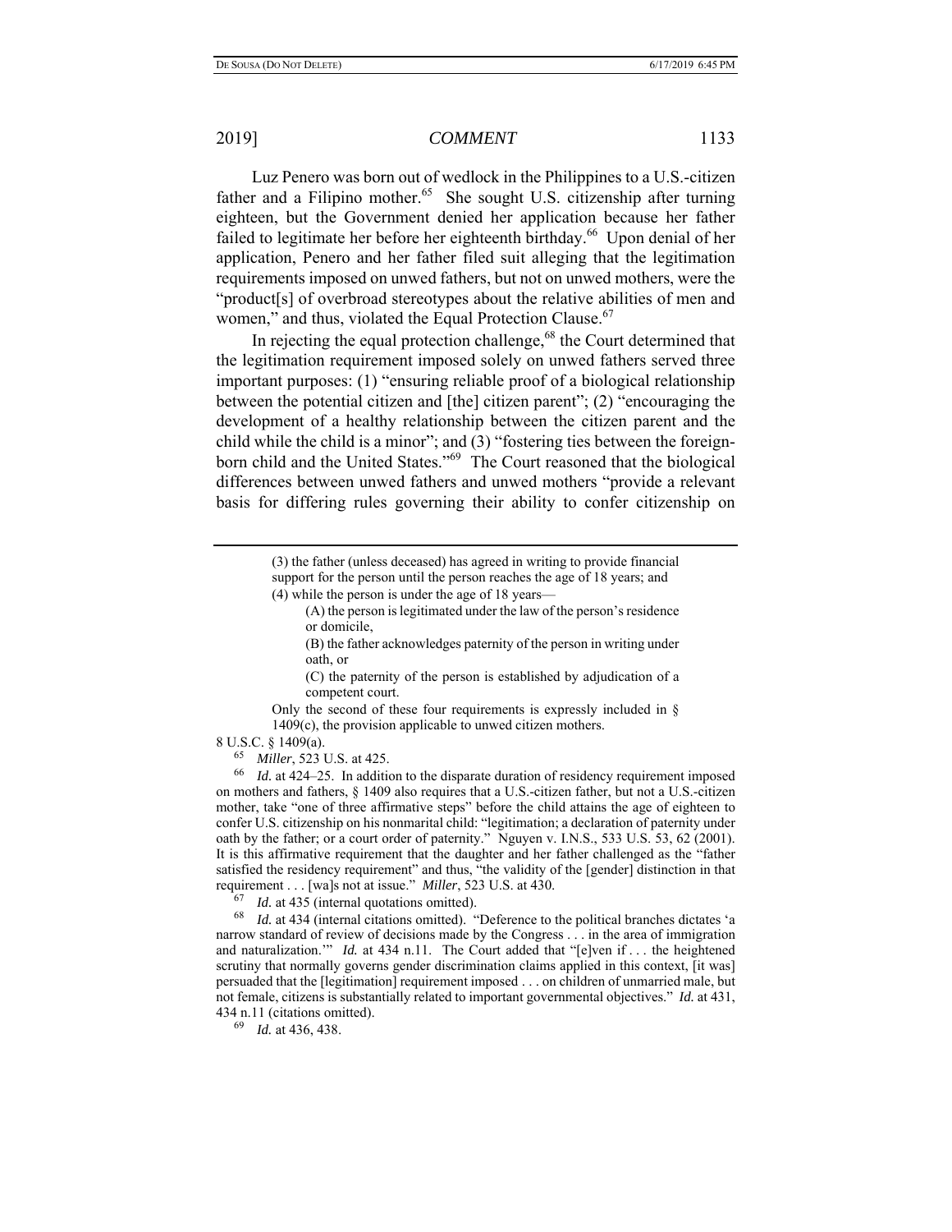Luz Penero was born out of wedlock in the Philippines to a U.S.-citizen father and a Filipino mother.[65] She sought U.S. citizenship after turning eighteen, but the Government denied her application because her father failed to legitimate her before her eighteenth birthday.[66] Upon denial of her application, Penero and her father filed suit alleging that the legitimation requirements imposed on unwed fathers, but not on unwed mothers, were the "product[s] of overbroad stereotypes about the relative abilities of men and women," and thus, violated the Equal Protection Clause.[67]

In rejecting the equal protection challenge,[68] the Court determined that the legitimation requirement imposed solely on unwed fathers served three important purposes: (1) "ensuring reliable proof of a biological relationship between the potential citizen and [the] citizen parent"; (2) "encouraging the development of a healthy relationship between the citizen parent and the child while the child is a minor"; and (3) "fostering ties between the foreign-born child and the United States."[69] The Court reasoned that the biological differences between unwed fathers and unwed mothers "provide a relevant basis for differing rules governing their ability to confer citizenship on

---

> (3) the father (unless deceased) has agreed in writing to provide financial support for the person until the person reaches the age of 18 years; and
>
> (4) while the person is under the age of 18 years—
>
> > (A) the person is legitimated under the law of the person's residence or domicile,
> >
> > (B) the father acknowledges paternity of the person in writing under oath, or
> >
> > (C) the paternity of the person is established by adjudication of a competent court.
>
> Only the second of these four requirements is expressly included in § 1409(c), the provision applicable to unwed citizen mothers.

8 U.S.C. § 1409(a).

[65] *Miller*, 523 U.S. at 425.

[66] *Id.* at 424–25. In addition to the disparate duration of residency requirement imposed on mothers and fathers, § 1409 also requires that a U.S.-citizen father, but not a U.S.-citizen mother, take "one of three affirmative steps" before the child attains the age of eighteen to confer U.S. citizenship on his nonmarital child: "legitimation; a declaration of paternity under oath by the father; or a court order of paternity." Nguyen v. I.N.S., 533 U.S. 53, 62 (2001). It is this affirmative requirement that the daughter and her father challenged as the "father satisfied the residency requirement" and thus, "the validity of the [gender] distinction in that requirement . . . [wa]s not at issue." *Miller*, 523 U.S. at 430.

[67] *Id.* at 435 (internal quotations omitted).

[68] *Id.* at 434 (internal citations omitted). "Deference to the political branches dictates 'a narrow standard of review of decisions made by the Congress . . . in the area of immigration and naturalization.'" *Id.* at 434 n.11. The Court added that "[e]ven if . . . the heightened scrutiny that normally governs gender discrimination claims applied in this context, [it was] persuaded that the [legitimation] requirement imposed . . . on children of unmarried male, but not female, citizens is substantially related to important governmental objectives." *Id.* at 431, 434 n.11 (citations omitted).

[69] *Id.* at 436, 438.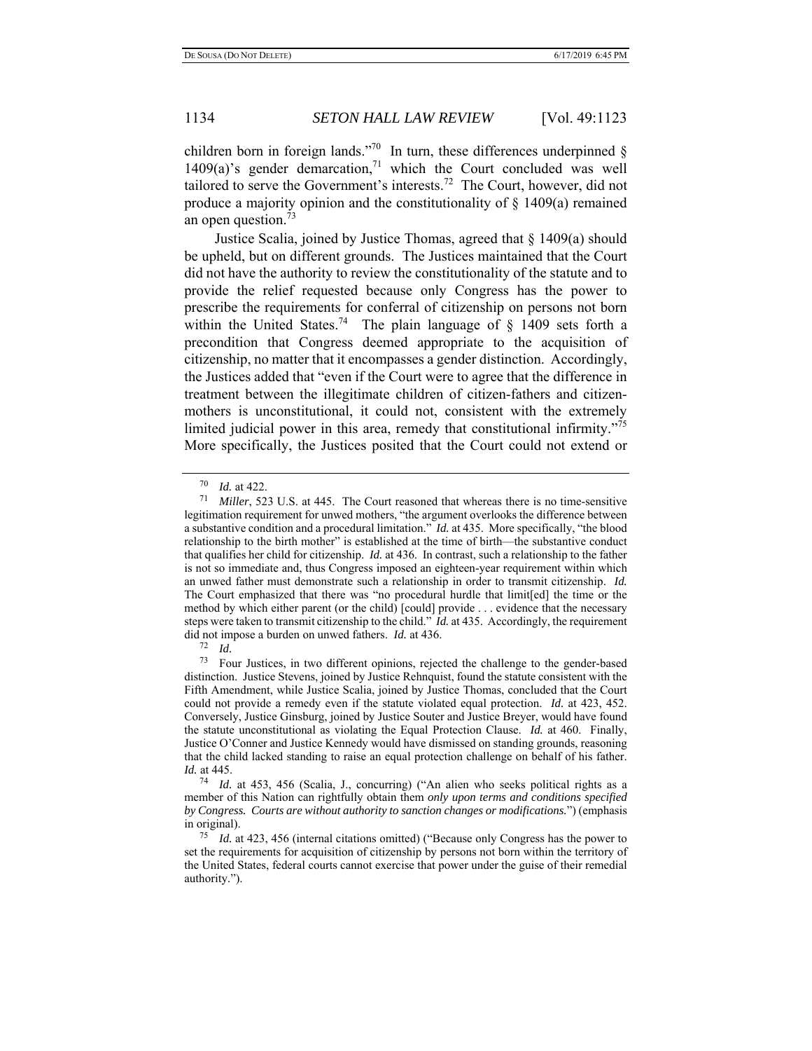children born in foreign lands."[70] In turn, these differences underpinned § 1409(a)'s gender demarcation,[71] which the Court concluded was well tailored to serve the Government's interests.[72] The Court, however, did not produce a majority opinion and the constitutionality of § 1409(a) remained an open question.[73]

Justice Scalia, joined by Justice Thomas, agreed that § 1409(a) should be upheld, but on different grounds. The Justices maintained that the Court did not have the authority to review the constitutionality of the statute and to provide the relief requested because only Congress has the power to prescribe the requirements for conferral of citizenship on persons not born within the United States.[74] The plain language of § 1409 sets forth a precondition that Congress deemed appropriate to the acquisition of citizenship, no matter that it encompasses a gender distinction. Accordingly, the Justices added that "even if the Court were to agree that the difference in treatment between the illegitimate children of citizen-fathers and citizen-mothers is unconstitutional, it could not, consistent with the extremely limited judicial power in this area, remedy that constitutional infirmity."[75] More specifically, the Justices posited that the Court could not extend or

---

[70] *Id.* at 422.

[71] *Miller*, 523 U.S. at 445. The Court reasoned that whereas there is no time-sensitive legitimation requirement for unwed mothers, "the argument overlooks the difference between a substantive condition and a procedural limitation." *Id.* at 435. More specifically, "the blood relationship to the birth mother" is established at the time of birth—the substantive conduct that qualifies her child for citizenship. *Id.* at 436. In contrast, such a relationship to the father is not so immediate and, thus Congress imposed an eighteen-year requirement within which an unwed father must demonstrate such a relationship in order to transmit citizenship. *Id.* The Court emphasized that there was "no procedural hurdle that limit[ed] the time or the method by which either parent (or the child) [could] provide . . . evidence that the necessary steps were taken to transmit citizenship to the child." *Id.* at 435. Accordingly, the requirement did not impose a burden on unwed fathers. *Id.* at 436.

[72] *Id.*

[73] Four Justices, in two different opinions, rejected the challenge to the gender-based distinction. Justice Stevens, joined by Justice Rehnquist, found the statute consistent with the Fifth Amendment, while Justice Scalia, joined by Justice Thomas, concluded that the Court could not provide a remedy even if the statute violated equal protection. *Id.* at 423, 452. Conversely, Justice Ginsburg, joined by Justice Souter and Justice Breyer, would have found the statute unconstitutional as violating the Equal Protection Clause. *Id.* at 460. Finally, Justice O'Conner and Justice Kennedy would have dismissed on standing grounds, reasoning that the child lacked standing to raise an equal protection challenge on behalf of his father. *Id.* at 445.

[74] *Id.* at 453, 456 (Scalia, J., concurring) ("An alien who seeks political rights as a member of this Nation can rightfully obtain them *only upon terms and conditions specified by Congress. Courts are without authority to sanction changes or modifications.*") (emphasis in original).

[75] *Id.* at 423, 456 (internal citations omitted) ("Because only Congress has the power to set the requirements for acquisition of citizenship by persons not born within the territory of the United States, federal courts cannot exercise that power under the guise of their remedial authority.").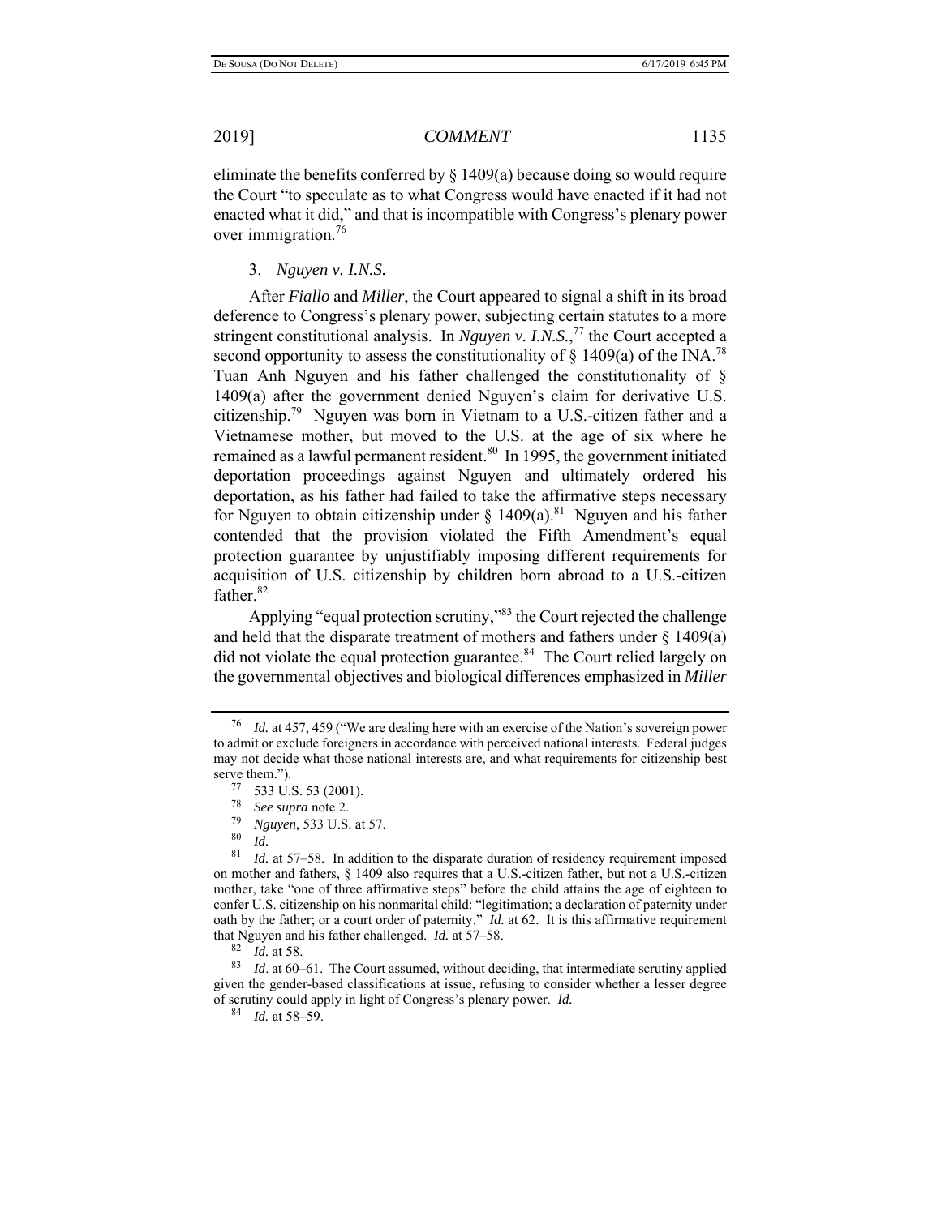eliminate the benefits conferred by § 1409(a) because doing so would require the Court "to speculate as to what Congress would have enacted if it had not enacted what it did," and that is incompatible with Congress's plenary power over immigration.[76]

### 3. *Nguyen v. I.N.S.*

After *Fiallo* and *Miller*, the Court appeared to signal a shift in its broad deference to Congress's plenary power, subjecting certain statutes to a more stringent constitutional analysis. In *Nguyen v. I.N.S.*,[77] the Court accepted a second opportunity to assess the constitutionality of § 1409(a) of the INA.[78] Tuan Anh Nguyen and his father challenged the constitutionality of § 1409(a) after the government denied Nguyen's claim for derivative U.S. citizenship.[79] Nguyen was born in Vietnam to a U.S.-citizen father and a Vietnamese mother, but moved to the U.S. at the age of six where he remained as a lawful permanent resident.[80] In 1995, the government initiated deportation proceedings against Nguyen and ultimately ordered his deportation, as his father had failed to take the affirmative steps necessary for Nguyen to obtain citizenship under § 1409(a).[81] Nguyen and his father contended that the provision violated the Fifth Amendment's equal protection guarantee by unjustifiably imposing different requirements for acquisition of U.S. citizenship by children born abroad to a U.S.-citizen father.[82]

Applying "equal protection scrutiny,"[83] the Court rejected the challenge and held that the disparate treatment of mothers and fathers under § 1409(a) did not violate the equal protection guarantee.[84] The Court relied largely on the governmental objectives and biological differences emphasized in *Miller*

---

[76] *Id.* at 457, 459 ("We are dealing here with an exercise of the Nation's sovereign power to admit or exclude foreigners in accordance with perceived national interests. Federal judges may not decide what those national interests are, and what requirements for citizenship best serve them.").

[77] 533 U.S. 53 (2001).

[78] *See supra* note 2.

[79] *Nguyen*, 533 U.S. at 57.

[80] *Id.*

[81] *Id.* at 57–58. In addition to the disparate duration of residency requirement imposed on mother and fathers, § 1409 also requires that a U.S.-citizen father, but not a U.S.-citizen mother, take "one of three affirmative steps" before the child attains the age of eighteen to confer U.S. citizenship on his nonmarital child: "legitimation; a declaration of paternity under oath by the father; or a court order of paternity." *Id.* at 62. It is this affirmative requirement that Nguyen and his father challenged. *Id.* at 57–58.

[82] *Id.* at 58.

[83] *Id*. at 60–61. The Court assumed, without deciding, that intermediate scrutiny applied given the gender-based classifications at issue, refusing to consider whether a lesser degree of scrutiny could apply in light of Congress's plenary power. *Id.*

[84] *Id.* at 58–59.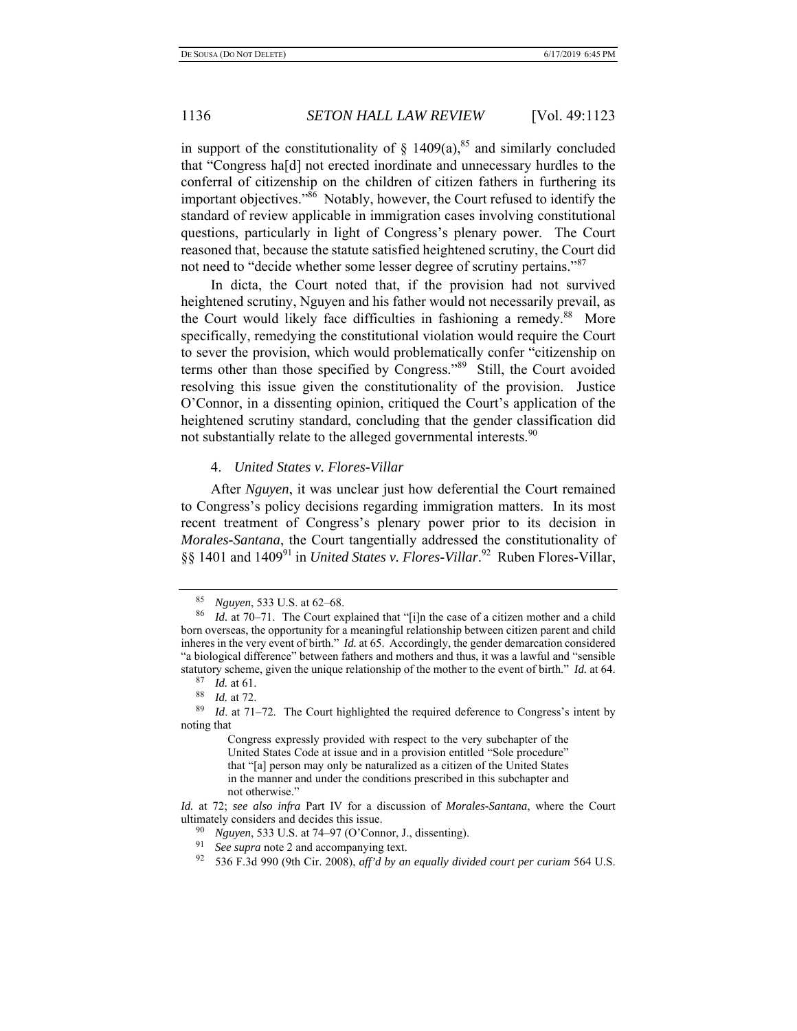in support of the constitutionality of § 1409(a),[85] and similarly concluded that "Congress ha[d] not erected inordinate and unnecessary hurdles to the conferral of citizenship on the children of citizen fathers in furthering its important objectives."[86] Notably, however, the Court refused to identify the standard of review applicable in immigration cases involving constitutional questions, particularly in light of Congress's plenary power. The Court reasoned that, because the statute satisfied heightened scrutiny, the Court did not need to "decide whether some lesser degree of scrutiny pertains."[87]

In dicta, the Court noted that, if the provision had not survived heightened scrutiny, Nguyen and his father would not necessarily prevail, as the Court would likely face difficulties in fashioning a remedy.[88] More specifically, remedying the constitutional violation would require the Court to sever the provision, which would problematically confer "citizenship on terms other than those specified by Congress."[89] Still, the Court avoided resolving this issue given the constitutionality of the provision. Justice O'Connor, in a dissenting opinion, critiqued the Court's application of the heightened scrutiny standard, concluding that the gender classification did not substantially relate to the alleged governmental interests.[90]

#### 4. *United States v. Flores-Villar*

After *Nguyen*, it was unclear just how deferential the Court remained to Congress's policy decisions regarding immigration matters. In its most recent treatment of Congress's plenary power prior to its decision in *Morales-Santana*, the Court tangentially addressed the constitutionality of §§ 1401 and 1409[91] in *United States v. Flores-Villar*.[92] Ruben Flores-Villar,

---

[85] *Nguyen*, 533 U.S. at 62–68.

[86] *Id.* at 70–71. The Court explained that "[i]n the case of a citizen mother and a child born overseas, the opportunity for a meaningful relationship between citizen parent and child inheres in the very event of birth." *Id.* at 65. Accordingly, the gender demarcation considered "a biological difference" between fathers and mothers and thus, it was a lawful and "sensible statutory scheme, given the unique relationship of the mother to the event of birth." *Id.* at 64.

[87] *Id.* at 61.

[88] *Id.* at 72.

[89] *Id*. at 71–72. The Court highlighted the required deference to Congress's intent by noting that

> Congress expressly provided with respect to the very subchapter of the United States Code at issue and in a provision entitled "Sole procedure" that "[a] person may only be naturalized as a citizen of the United States in the manner and under the conditions prescribed in this subchapter and not otherwise."

*Id.* at 72; *see also infra* Part IV for a discussion of *Morales-Santana*, where the Court ultimately considers and decides this issue.

[90] *Nguyen*, 533 U.S. at 74–97 (O'Connor, J., dissenting).

[91] *See supra* note 2 and accompanying text.

[92] 536 F.3d 990 (9th Cir. 2008), *aff'd by an equally divided court per curiam* 564 U.S.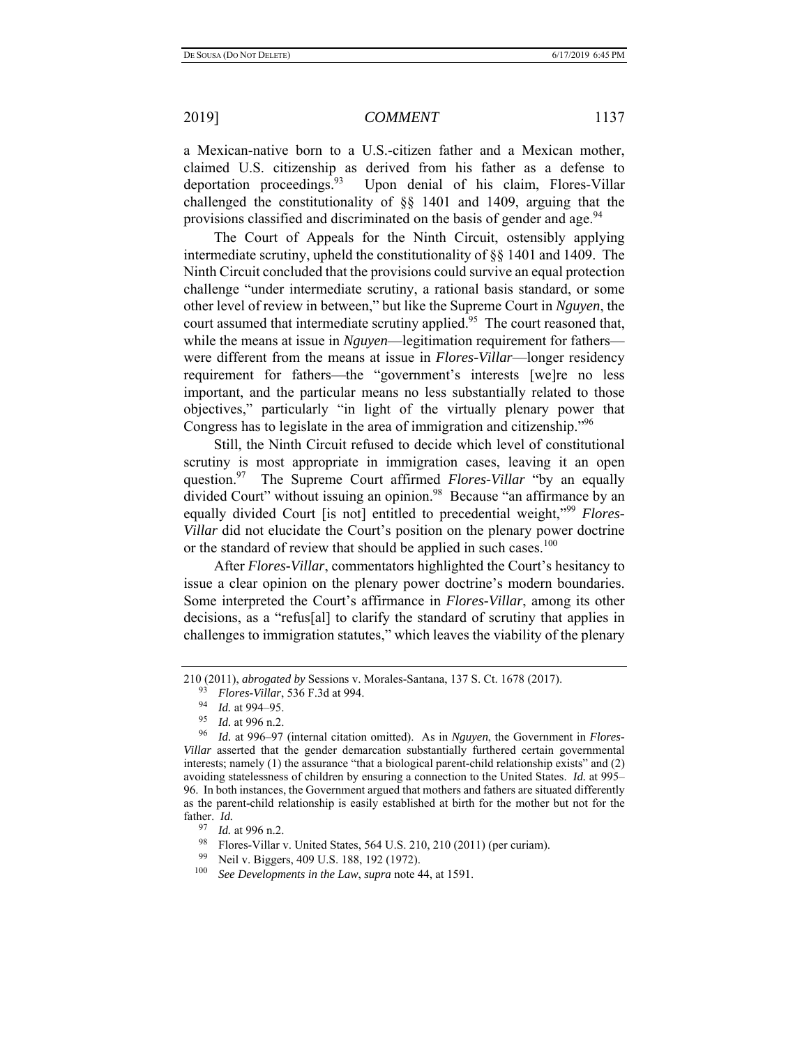a Mexican-native born to a U.S.-citizen father and a Mexican mother, claimed U.S. citizenship as derived from his father as a defense to deportation proceedings.[93] Upon denial of his claim, Flores-Villar challenged the constitutionality of §§ 1401 and 1409, arguing that the provisions classified and discriminated on the basis of gender and age.[94]

The Court of Appeals for the Ninth Circuit, ostensibly applying intermediate scrutiny, upheld the constitutionality of §§ 1401 and 1409. The Ninth Circuit concluded that the provisions could survive an equal protection challenge "under intermediate scrutiny, a rational basis standard, or some other level of review in between," but like the Supreme Court in *Nguyen*, the court assumed that intermediate scrutiny applied.[95] The court reasoned that, while the means at issue in *Nguyen*—legitimation requirement for fathers—were different from the means at issue in *Flores-Villar*—longer residency requirement for fathers—the "government's interests [we]re no less important, and the particular means no less substantially related to those objectives," particularly "in light of the virtually plenary power that Congress has to legislate in the area of immigration and citizenship."[96]

Still, the Ninth Circuit refused to decide which level of constitutional scrutiny is most appropriate in immigration cases, leaving it an open question.[97] The Supreme Court affirmed *Flores-Villar* "by an equally divided Court" without issuing an opinion.[98] Because "an affirmance by an equally divided Court [is not] entitled to precedential weight,"[99] *Flores-Villar* did not elucidate the Court's position on the plenary power doctrine or the standard of review that should be applied in such cases.[100]

After *Flores-Villar*, commentators highlighted the Court's hesitancy to issue a clear opinion on the plenary power doctrine's modern boundaries. Some interpreted the Court's affirmance in *Flores-Villar*, among its other decisions, as a "refus[al] to clarify the standard of scrutiny that applies in challenges to immigration statutes," which leaves the viability of the plenary

---

210 (2011), *abrogated by* Sessions v. Morales-Santana, 137 S. Ct. 1678 (2017).

[93] *Flores-Villar*, 536 F.3d at 994.

[94] *Id.* at 994–95.

[95] *Id.* at 996 n.2.

[96] *Id.* at 996–97 (internal citation omitted). As in *Nguyen*, the Government in *Flores-Villar* asserted that the gender demarcation substantially furthered certain governmental interests; namely (1) the assurance "that a biological parent-child relationship exists" and (2) avoiding statelessness of children by ensuring a connection to the United States. *Id.* at 995–96. In both instances, the Government argued that mothers and fathers are situated differently as the parent-child relationship is easily established at birth for the mother but not for the father. *Id.*

[97] *Id.* at 996 n.2.

[98] Flores-Villar v. United States, 564 U.S. 210, 210 (2011) (per curiam).

[99] Neil v. Biggers, 409 U.S. 188, 192 (1972).

[100] *See Developments in the Law*, *supra* note 44, at 1591.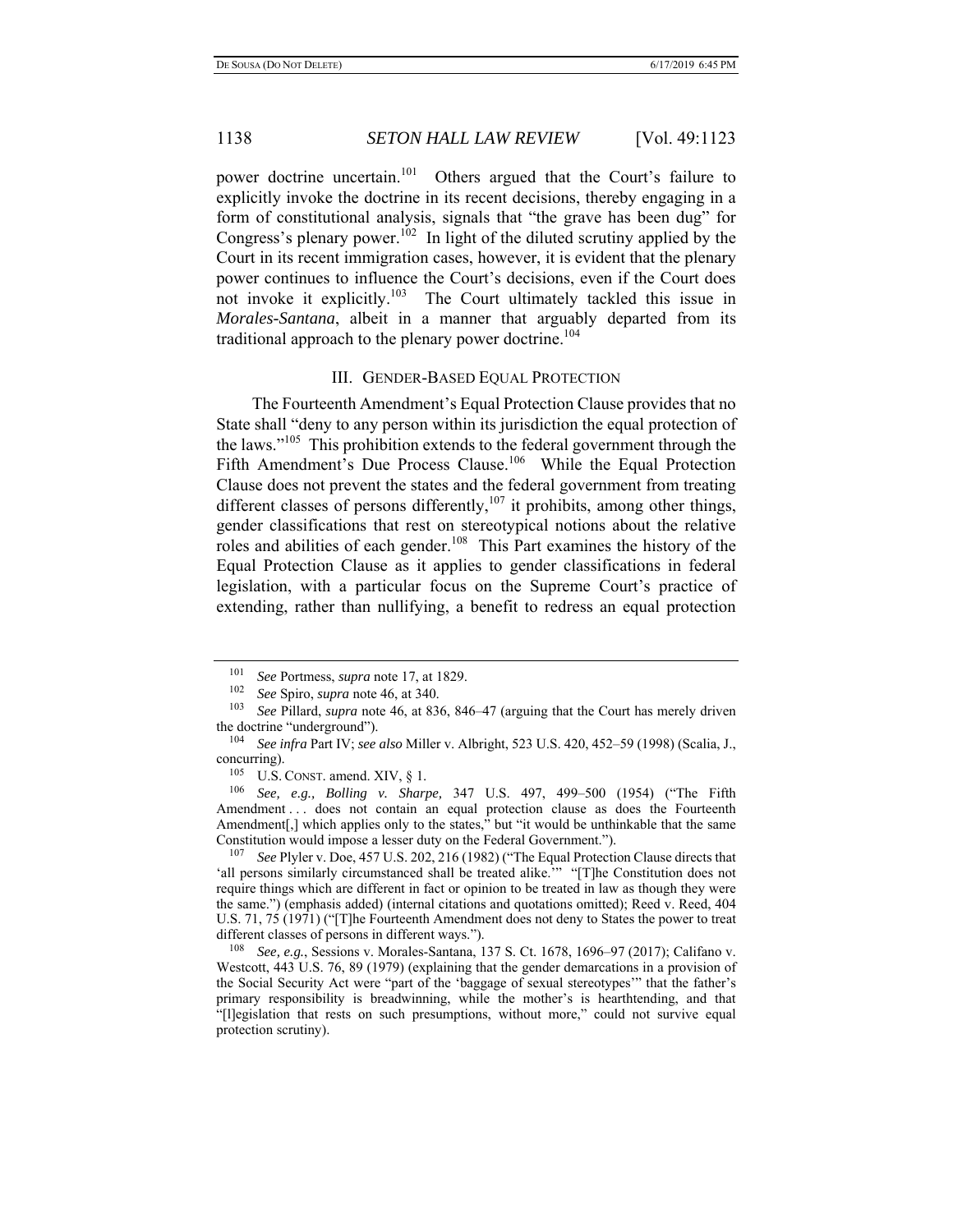power doctrine uncertain.[101] Others argued that the Court's failure to explicitly invoke the doctrine in its recent decisions, thereby engaging in a form of constitutional analysis, signals that "the grave has been dug" for Congress's plenary power.[102] In light of the diluted scrutiny applied by the Court in its recent immigration cases, however, it is evident that the plenary power continues to influence the Court's decisions, even if the Court does not invoke it explicitly.[103] The Court ultimately tackled this issue in *Morales-Santana*, albeit in a manner that arguably departed from its traditional approach to the plenary power doctrine.[104]

## III. Gender-Based Equal Protection

The Fourteenth Amendment's Equal Protection Clause provides that no State shall "deny to any person within its jurisdiction the equal protection of the laws."[105] This prohibition extends to the federal government through the Fifth Amendment's Due Process Clause.[106] While the Equal Protection Clause does not prevent the states and the federal government from treating different classes of persons differently,[107] it prohibits, among other things, gender classifications that rest on stereotypical notions about the relative roles and abilities of each gender.[108] This Part examines the history of the Equal Protection Clause as it applies to gender classifications in federal legislation, with a particular focus on the Supreme Court's practice of extending, rather than nullifying, a benefit to redress an equal protection

---

[101] *See* Portmess, *supra* note 17, at 1829.

[102] *See* Spiro, *supra* note 46, at 340.

[103] *See* Pillard, *supra* note 46, at 836, 846–47 (arguing that the Court has merely driven the doctrine "underground").

[104] *See infra* Part IV; *see also* Miller v. Albright, 523 U.S. 420, 452–59 (1998) (Scalia, J., concurring).

[105] U.S. CONST. amend. XIV, § 1.

[106] *See, e.g., Bolling v. Sharpe,* 347 U.S. 497, 499–500 (1954) ("The Fifth Amendment . . . does not contain an equal protection clause as does the Fourteenth Amendment[,] which applies only to the states," but "it would be unthinkable that the same Constitution would impose a lesser duty on the Federal Government.").

[107] *See* Plyler v. Doe, 457 U.S. 202, 216 (1982) ("The Equal Protection Clause directs that 'all persons similarly circumstanced shall be treated alike.'" "[T]he Constitution does not require things which are different in fact or opinion to be treated in law as though they were the same.") (emphasis added) (internal citations and quotations omitted); Reed v. Reed, 404 U.S. 71, 75 (1971) ("[T]he Fourteenth Amendment does not deny to States the power to treat different classes of persons in different ways.").

[108] *See, e.g.*, Sessions v. Morales-Santana, 137 S. Ct. 1678, 1696–97 (2017); Califano v. Westcott, 443 U.S. 76, 89 (1979) (explaining that the gender demarcations in a provision of the Social Security Act were "part of the 'baggage of sexual stereotypes'" that the father's primary responsibility is breadwinning, while the mother's is hearthtending, and that "[l]egislation that rests on such presumptions, without more," could not survive equal protection scrutiny).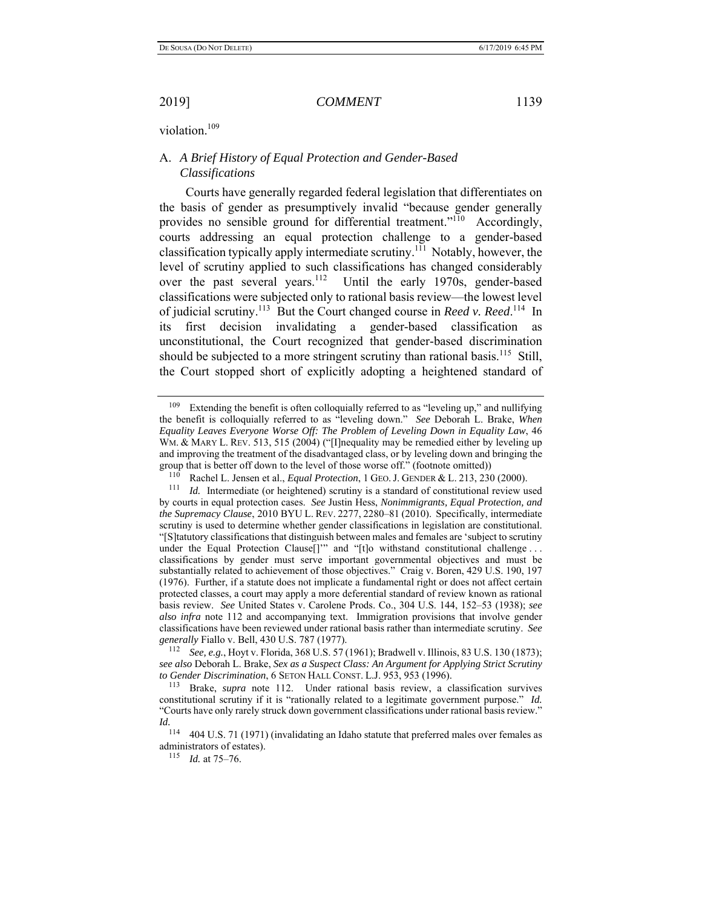violation.[109]

## A. *A Brief History of Equal Protection and Gender-Based Classifications*

Courts have generally regarded federal legislation that differentiates on the basis of gender as presumptively invalid "because gender generally provides no sensible ground for differential treatment."[110] Accordingly, courts addressing an equal protection challenge to a gender-based classification typically apply intermediate scrutiny.[111] Notably, however, the level of scrutiny applied to such classifications has changed considerably over the past several years.[112] Until the early 1970s, gender-based classifications were subjected only to rational basis review—the lowest level of judicial scrutiny.[113] But the Court changed course in *Reed v. Reed*.[114] In its first decision invalidating a gender-based classification as unconstitutional, the Court recognized that gender-based discrimination should be subjected to a more stringent scrutiny than rational basis.[115] Still, the Court stopped short of explicitly adopting a heightened standard of

---

[109] Extending the benefit is often colloquially referred to as "leveling up," and nullifying the benefit is colloquially referred to as "leveling down." *See* Deborah L. Brake, *When Equality Leaves Everyone Worse Off: The Problem of Leveling Down in Equality Law*, 46 WM. & MARY L. REV. 513, 515 (2004) ("[I]nequality may be remedied either by leveling up and improving the treatment of the disadvantaged class, or by leveling down and bringing the group that is better off down to the level of those worse off." (footnote omitted))

[110] Rachel L. Jensen et al., *Equal Protection*, 1 GEO. J. GENDER & L. 213, 230 (2000).

[111] *Id.* Intermediate (or heightened) scrutiny is a standard of constitutional review used by courts in equal protection cases. *See* Justin Hess, *Nonimmigrants, Equal Protection, and the Supremacy Clause*, 2010 BYU L. REV. 2277, 2280–81 (2010). Specifically, intermediate scrutiny is used to determine whether gender classifications in legislation are constitutional. "[S]tatutory classifications that distinguish between males and females are 'subject to scrutiny under the Equal Protection Clause[]'" and "[t]o withstand constitutional challenge . . . classifications by gender must serve important governmental objectives and must be substantially related to achievement of those objectives." Craig v. Boren, 429 U.S. 190, 197 (1976). Further, if a statute does not implicate a fundamental right or does not affect certain protected classes, a court may apply a more deferential standard of review known as rational basis review. *See* United States v. Carolene Prods. Co., 304 U.S. 144, 152–53 (1938); *see also infra* note 112 and accompanying text. Immigration provisions that involve gender classifications have been reviewed under rational basis rather than intermediate scrutiny. *See generally* Fiallo v. Bell, 430 U.S. 787 (1977).

[112] *See, e.g.*, Hoyt v. Florida, 368 U.S. 57 (1961); Bradwell v. Illinois, 83 U.S. 130 (1873); *see also* Deborah L. Brake, *Sex as a Suspect Class: An Argument for Applying Strict Scrutiny to Gender Discrimination*, 6 SETON HALL CONST. L.J. 953, 953 (1996).

[113] Brake, *supra* note 112. Under rational basis review, a classification survives constitutional scrutiny if it is "rationally related to a legitimate government purpose." *Id.* "Courts have only rarely struck down government classifications under rational basis review." *Id.*

[114] 404 U.S. 71 (1971) (invalidating an Idaho statute that preferred males over females as administrators of estates).

[115] *Id.* at 75–76.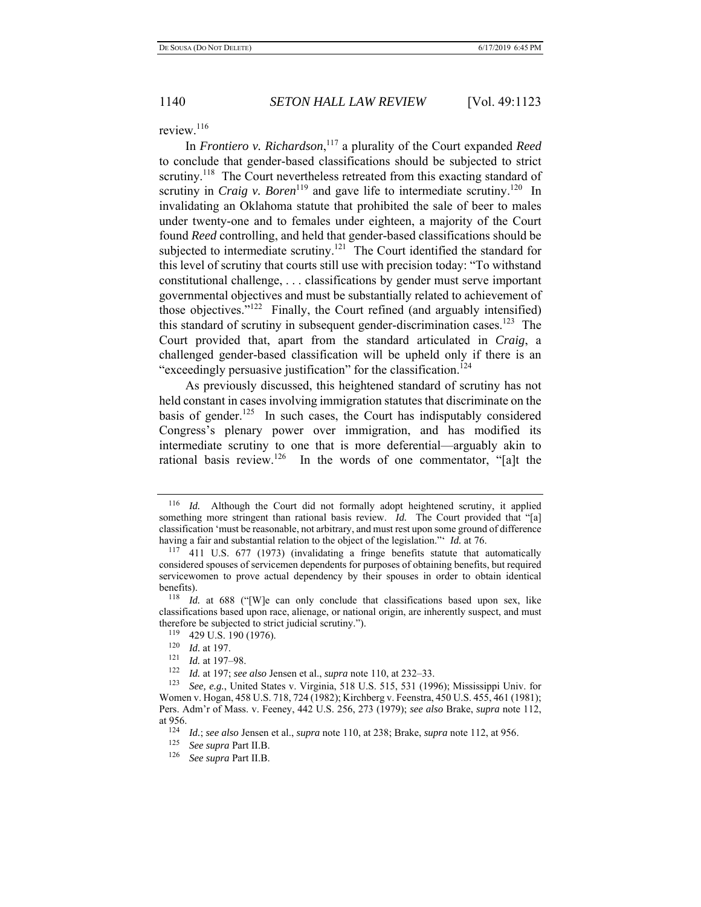review.[116]

In *Frontiero v. Richardson*,[117] a plurality of the Court expanded *Reed* to conclude that gender-based classifications should be subjected to strict scrutiny.[118] The Court nevertheless retreated from this exacting standard of scrutiny in *Craig v. Boren*[119] and gave life to intermediate scrutiny.[120] In invalidating an Oklahoma statute that prohibited the sale of beer to males under twenty-one and to females under eighteen, a majority of the Court found *Reed* controlling, and held that gender-based classifications should be subjected to intermediate scrutiny.[121] The Court identified the standard for this level of scrutiny that courts still use with precision today: "To withstand constitutional challenge, . . . classifications by gender must serve important governmental objectives and must be substantially related to achievement of those objectives."[122] Finally, the Court refined (and arguably intensified) this standard of scrutiny in subsequent gender-discrimination cases.[123] The Court provided that, apart from the standard articulated in *Craig*, a challenged gender-based classification will be upheld only if there is an "exceedingly persuasive justification" for the classification.[124]

As previously discussed, this heightened standard of scrutiny has not held constant in cases involving immigration statutes that discriminate on the basis of gender.[125] In such cases, the Court has indisputably considered Congress's plenary power over immigration, and has modified its intermediate scrutiny to one that is more deferential—arguably akin to rational basis review.[126] In the words of one commentator, "[a]t the

---

[116] *Id.* Although the Court did not formally adopt heightened scrutiny, it applied something more stringent than rational basis review. *Id.* The Court provided that "[a] classification 'must be reasonable, not arbitrary, and must rest upon some ground of difference having a fair and substantial relation to the object of the legislation."' *Id.* at 76.

[117] 411 U.S. 677 (1973) (invalidating a fringe benefits statute that automatically considered spouses of servicemen dependents for purposes of obtaining benefits, but required servicewomen to prove actual dependency by their spouses in order to obtain identical benefits).

[118] *Id.* at 688 ("[W]e can only conclude that classifications based upon sex, like classifications based upon race, alienage, or national origin, are inherently suspect, and must therefore be subjected to strict judicial scrutiny.").

[119] 429 U.S. 190 (1976).

[120] *Id.* at 197.

[121] *Id.* at 197–98.

[122] *Id.* at 197; *see also* Jensen et al., *supra* note 110, at 232–33.

[123] *See, e.g.*, United States v. Virginia, 518 U.S. 515, 531 (1996); Mississippi Univ. for Women v. Hogan, 458 U.S. 718, 724 (1982); Kirchberg v. Feenstra, 450 U.S. 455, 461 (1981); Pers. Adm'r of Mass. v. Feeney, 442 U.S. 256, 273 (1979); *see also* Brake, *supra* note 112, at 956.

[124] *Id.*; *see also* Jensen et al., *supra* note 110, at 238; Brake, *supra* note 112, at 956.

[125] *See supra* Part II.B.

[126] *See supra* Part II.B.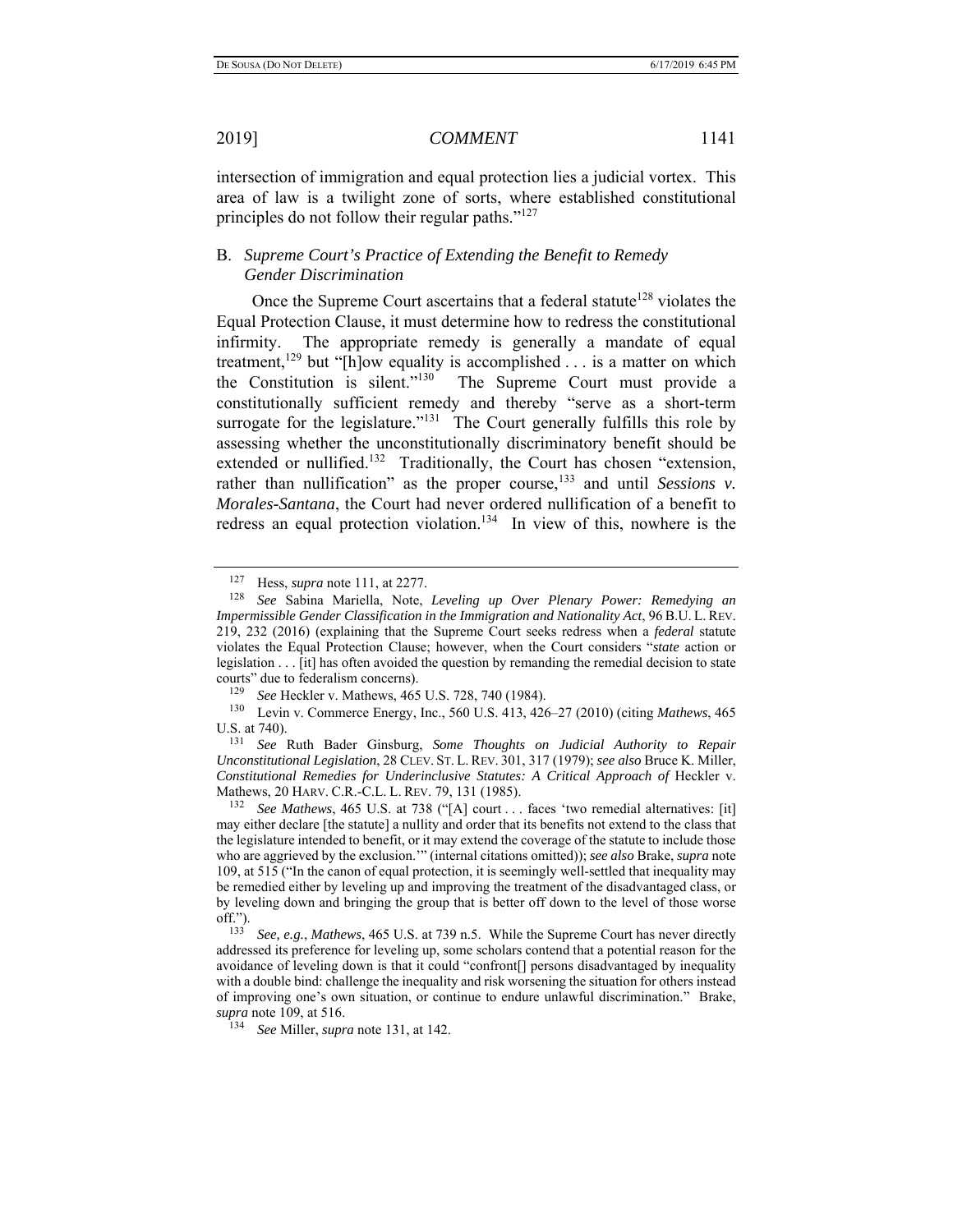intersection of immigration and equal protection lies a judicial vortex. This area of law is a twilight zone of sorts, where established constitutional principles do not follow their regular paths."[127]

## B. *Supreme Court's Practice of Extending the Benefit to Remedy Gender Discrimination*

Once the Supreme Court ascertains that a federal statute[128] violates the Equal Protection Clause, it must determine how to redress the constitutional infirmity. The appropriate remedy is generally a mandate of equal treatment,[129] but "[h]ow equality is accomplished . . . is a matter on which the Constitution is silent."[130] The Supreme Court must provide a constitutionally sufficient remedy and thereby "serve as a short-term surrogate for the legislature."[131] The Court generally fulfills this role by assessing whether the unconstitutionally discriminatory benefit should be extended or nullified.[132] Traditionally, the Court has chosen "extension, rather than nullification" as the proper course,[133] and until *Sessions v. Morales-Santana*, the Court had never ordered nullification of a benefit to redress an equal protection violation.[134] In view of this, nowhere is the

---

[127] Hess, *supra* note 111, at 2277.

[128] *See* Sabina Mariella, Note, *Leveling up Over Plenary Power: Remedying an Impermissible Gender Classification in the Immigration and Nationality Act*, 96 B.U. L. REV. 219, 232 (2016) (explaining that the Supreme Court seeks redress when a *federal* statute violates the Equal Protection Clause; however, when the Court considers "*state* action or legislation . . . [it] has often avoided the question by remanding the remedial decision to state courts" due to federalism concerns).

[129] *See* Heckler v. Mathews, 465 U.S. 728, 740 (1984).

[130] Levin v. Commerce Energy, Inc., 560 U.S. 413, 426–27 (2010) (citing *Mathews*, 465 U.S. at 740).

[131] *See* Ruth Bader Ginsburg, *Some Thoughts on Judicial Authority to Repair Unconstitutional Legislation*, 28 CLEV. ST. L. REV. 301, 317 (1979); *see also* Bruce K. Miller, *Constitutional Remedies for Underinclusive Statutes: A Critical Approach of* Heckler v. Mathews, 20 HARV. C.R.-C.L. L. REV. 79, 131 (1985).

[132] *See Mathews*, 465 U.S. at 738 ("[A] court . . . faces 'two remedial alternatives: [it] may either declare [the statute] a nullity and order that its benefits not extend to the class that the legislature intended to benefit, or it may extend the coverage of the statute to include those who are aggrieved by the exclusion.'" (internal citations omitted)); *see also* Brake, *supra* note 109, at 515 ("In the canon of equal protection, it is seemingly well-settled that inequality may be remedied either by leveling up and improving the treatment of the disadvantaged class, or by leveling down and bringing the group that is better off down to the level of those worse off.").

[133] *See, e.g.*, *Mathews*, 465 U.S. at 739 n.5. While the Supreme Court has never directly addressed its preference for leveling up, some scholars contend that a potential reason for the avoidance of leveling down is that it could "confront[] persons disadvantaged by inequality with a double bind: challenge the inequality and risk worsening the situation for others instead of improving one's own situation, or continue to endure unlawful discrimination." Brake, *supra* note 109, at 516.

[134] *See* Miller, *supra* note 131, at 142.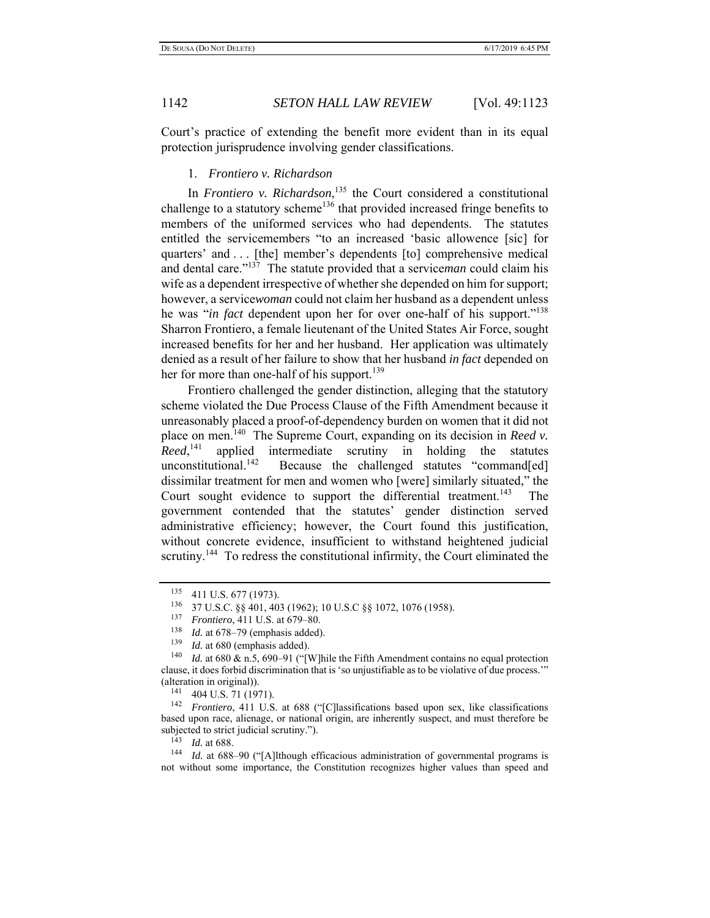Court's practice of extending the benefit more evident than in its equal protection jurisprudence involving gender classifications.

### 1. *Frontiero v. Richardson*

In *Frontiero v. Richardson*,[135] the Court considered a constitutional challenge to a statutory scheme[136] that provided increased fringe benefits to members of the uniformed services who had dependents. The statutes entitled the servicemembers "to an increased 'basic allowence [sic] for quarters' and . . . [the] member's dependents [to] comprehensive medical and dental care."[137] The statute provided that a service*man* could claim his wife as a dependent irrespective of whether she depended on him for support; however, a service*woman* could not claim her husband as a dependent unless he was "*in fact* dependent upon her for over one-half of his support."[138] Sharron Frontiero, a female lieutenant of the United States Air Force, sought increased benefits for her and her husband. Her application was ultimately denied as a result of her failure to show that her husband *in fact* depended on her for more than one-half of his support.[139]

Frontiero challenged the gender distinction, alleging that the statutory scheme violated the Due Process Clause of the Fifth Amendment because it unreasonably placed a proof-of-dependency burden on women that it did not place on men.[140] The Supreme Court, expanding on its decision in *Reed v. Reed*,[141] applied intermediate scrutiny in holding the statutes unconstitutional.[142] Because the challenged statutes "command[ed] dissimilar treatment for men and women who [were] similarly situated," the Court sought evidence to support the differential treatment.[143] The government contended that the statutes' gender distinction served administrative efficiency; however, the Court found this justification, without concrete evidence, insufficient to withstand heightened judicial scrutiny.[144] To redress the constitutional infirmity, the Court eliminated the

---

[135] 411 U.S. 677 (1973).

[136] 37 U.S.C. §§ 401, 403 (1962); 10 U.S.C §§ 1072, 1076 (1958).

[137] *Frontiero*, 411 U.S. at 679–80.

[138] *Id.* at 678–79 (emphasis added).

[139] *Id.* at 680 (emphasis added).

[140] *Id.* at 680 & n.5, 690–91 ("[W]hile the Fifth Amendment contains no equal protection clause, it does forbid discrimination that is 'so unjustifiable as to be violative of due process.'" (alteration in original)).

[141] 404 U.S. 71 (1971).

[142] *Frontiero*, 411 U.S. at 688 ("[C]lassifications based upon sex, like classifications based upon race, alienage, or national origin, are inherently suspect, and must therefore be subjected to strict judicial scrutiny.").

[143] *Id.* at 688.

[144] *Id.* at 688–90 ("[A]lthough efficacious administration of governmental programs is not without some importance, the Constitution recognizes higher values than speed and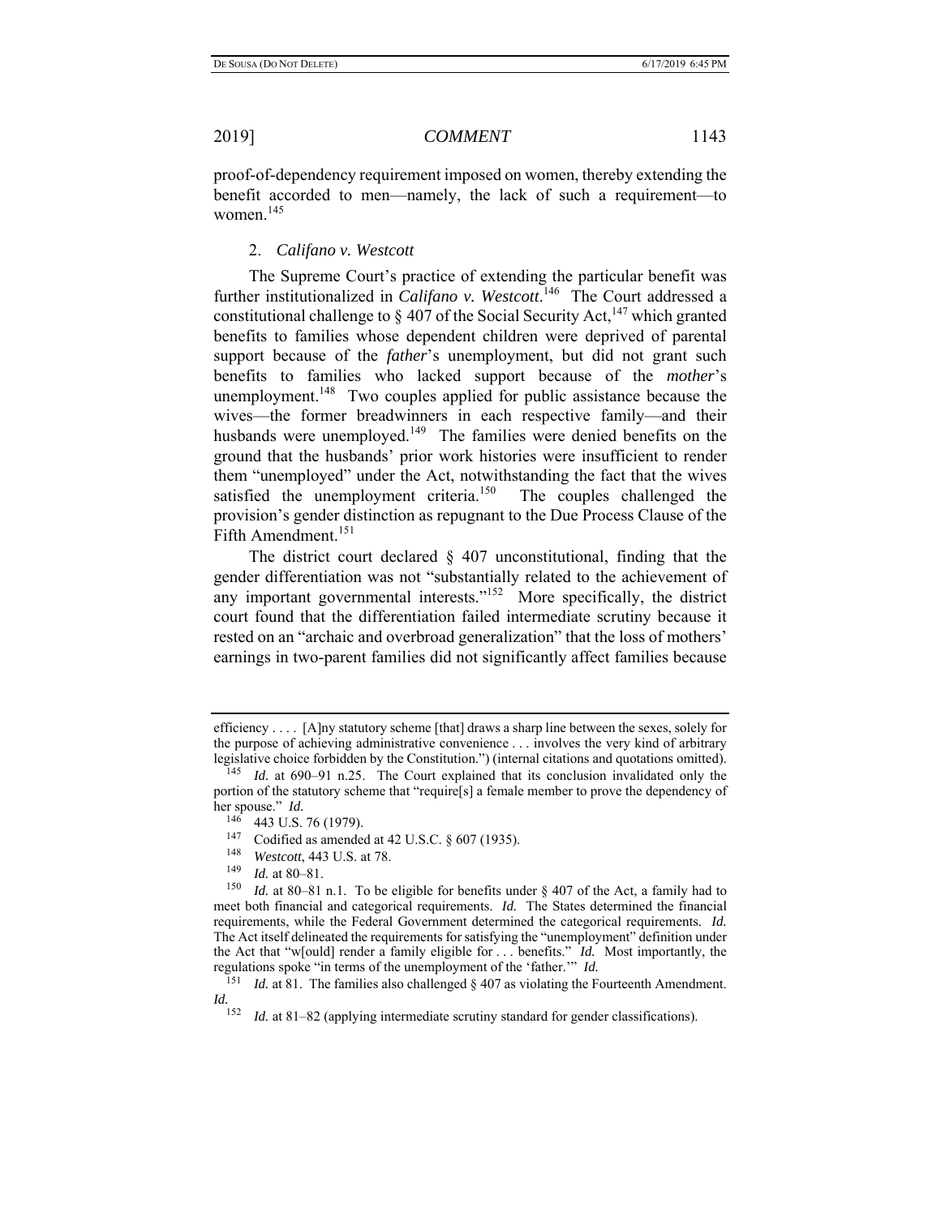proof-of-dependency requirement imposed on women, thereby extending the benefit accorded to men—namely, the lack of such a requirement—to women.[145]

### 2. *Califano v. Westcott*

The Supreme Court's practice of extending the particular benefit was further institutionalized in *Califano v. Westcott*.[146] The Court addressed a constitutional challenge to § 407 of the Social Security Act,[147] which granted benefits to families whose dependent children were deprived of parental support because of the *father*'s unemployment, but did not grant such benefits to families who lacked support because of the *mother*'s unemployment.[148] Two couples applied for public assistance because the wives—the former breadwinners in each respective family—and their husbands were unemployed.[149] The families were denied benefits on the ground that the husbands' prior work histories were insufficient to render them "unemployed" under the Act, notwithstanding the fact that the wives satisfied the unemployment criteria.[150] The couples challenged the provision's gender distinction as repugnant to the Due Process Clause of the Fifth Amendment.[151]

The district court declared § 407 unconstitutional, finding that the gender differentiation was not "substantially related to the achievement of any important governmental interests."[152] More specifically, the district court found that the differentiation failed intermediate scrutiny because it rested on an "archaic and overbroad generalization" that the loss of mothers' earnings in two-parent families did not significantly affect families because

---

efficiency . . . . [A]ny statutory scheme [that] draws a sharp line between the sexes, solely for the purpose of achieving administrative convenience . . . involves the very kind of arbitrary legislative choice forbidden by the Constitution.") (internal citations and quotations omitted).

[145] *Id.* at 690–91 n.25. The Court explained that its conclusion invalidated only the portion of the statutory scheme that "require[s] a female member to prove the dependency of her spouse." *Id.*

[146] 443 U.S. 76 (1979).

[147] Codified as amended at 42 U.S.C. § 607 (1935).

[148] *Westcott*, 443 U.S. at 78.

[149] *Id.* at 80–81.

[150] *Id.* at 80–81 n.1. To be eligible for benefits under § 407 of the Act, a family had to meet both financial and categorical requirements. *Id.* The States determined the financial requirements, while the Federal Government determined the categorical requirements. *Id.* The Act itself delineated the requirements for satisfying the "unemployment" definition under the Act that "w[ould] render a family eligible for . . . benefits." *Id.* Most importantly, the regulations spoke "in terms of the unemployment of the 'father.'" *Id.*

[151] *Id.* at 81. The families also challenged § 407 as violating the Fourteenth Amendment. *Id.*

[152] *Id.* at 81–82 (applying intermediate scrutiny standard for gender classifications).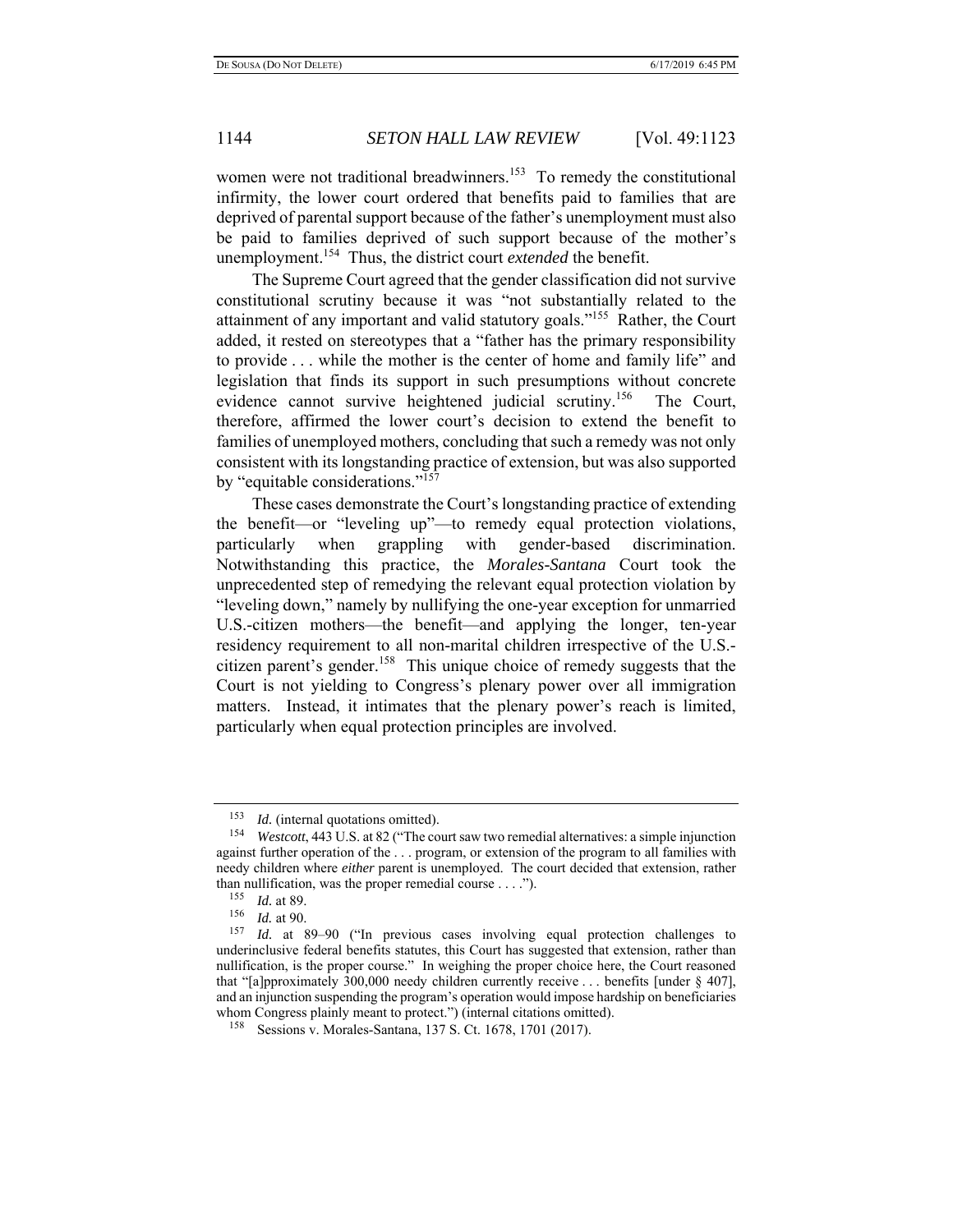women were not traditional breadwinners.[153] To remedy the constitutional infirmity, the lower court ordered that benefits paid to families that are deprived of parental support because of the father's unemployment must also be paid to families deprived of such support because of the mother's unemployment.[154] Thus, the district court *extended* the benefit.

The Supreme Court agreed that the gender classification did not survive constitutional scrutiny because it was "not substantially related to the attainment of any important and valid statutory goals."[155] Rather, the Court added, it rested on stereotypes that a "father has the primary responsibility to provide . . . while the mother is the center of home and family life" and legislation that finds its support in such presumptions without concrete evidence cannot survive heightened judicial scrutiny.[156] The Court, therefore, affirmed the lower court's decision to extend the benefit to families of unemployed mothers, concluding that such a remedy was not only consistent with its longstanding practice of extension, but was also supported by "equitable considerations."[157]

These cases demonstrate the Court's longstanding practice of extending the benefit—or "leveling up"—to remedy equal protection violations, particularly when grappling with gender-based discrimination. Notwithstanding this practice, the *Morales-Santana* Court took the unprecedented step of remedying the relevant equal protection violation by "leveling down," namely by nullifying the one-year exception for unmarried U.S.-citizen mothers—the benefit—and applying the longer, ten-year residency requirement to all non-marital children irrespective of the U.S.-citizen parent's gender.[158] This unique choice of remedy suggests that the Court is not yielding to Congress's plenary power over all immigration matters. Instead, it intimates that the plenary power's reach is limited, particularly when equal protection principles are involved.

---

[153] *Id.* (internal quotations omitted).

[154] *Westcott*, 443 U.S. at 82 ("The court saw two remedial alternatives: a simple injunction against further operation of the . . . program, or extension of the program to all families with needy children where *either* parent is unemployed. The court decided that extension, rather than nullification, was the proper remedial course . . . .").

[155] *Id.* at 89.

[156] *Id.* at 90.

[157] *Id.* at 89–90 ("In previous cases involving equal protection challenges to underinclusive federal benefits statutes, this Court has suggested that extension, rather than nullification, is the proper course." In weighing the proper choice here, the Court reasoned that "[a]pproximately 300,000 needy children currently receive . . . benefits [under § 407], and an injunction suspending the program's operation would impose hardship on beneficiaries whom Congress plainly meant to protect.") (internal citations omitted).

[158] Sessions v. Morales-Santana, 137 S. Ct. 1678, 1701 (2017).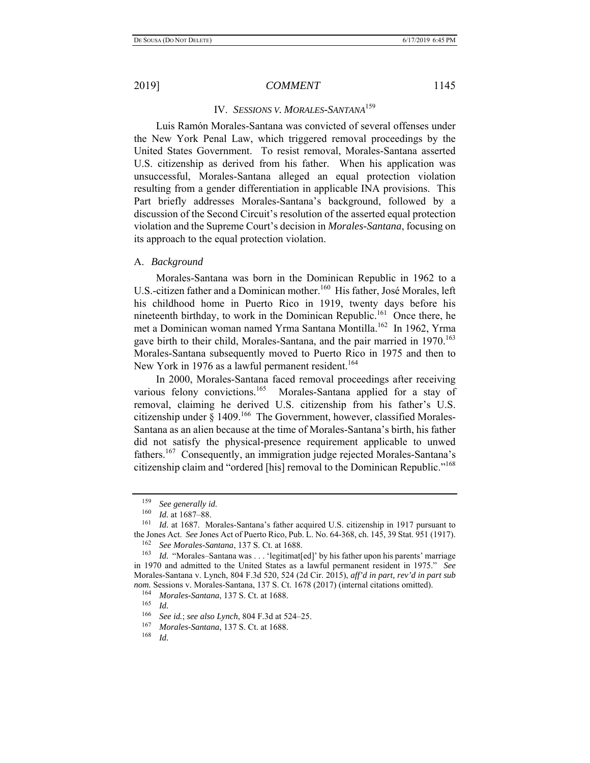## IV. *SESSIONS V. MORALES-SANTANA*[159]

Luis Ramón Morales-Santana was convicted of several offenses under the New York Penal Law, which triggered removal proceedings by the United States Government. To resist removal, Morales-Santana asserted U.S. citizenship as derived from his father. When his application was unsuccessful, Morales-Santana alleged an equal protection violation resulting from a gender differentiation in applicable INA provisions. This Part briefly addresses Morales-Santana's background, followed by a discussion of the Second Circuit's resolution of the asserted equal protection violation and the Supreme Court's decision in *Morales-Santana*, focusing on its approach to the equal protection violation.

### A. *Background*

Morales-Santana was born in the Dominican Republic in 1962 to a U.S.-citizen father and a Dominican mother.[160] His father, José Morales, left his childhood home in Puerto Rico in 1919, twenty days before his nineteenth birthday, to work in the Dominican Republic.[161] Once there, he met a Dominican woman named Yrma Santana Montilla.[162] In 1962, Yrma gave birth to their child, Morales-Santana, and the pair married in 1970.[163] Morales-Santana subsequently moved to Puerto Rico in 1975 and then to New York in 1976 as a lawful permanent resident.[164]

In 2000, Morales-Santana faced removal proceedings after receiving various felony convictions.[165] Morales-Santana applied for a stay of removal, claiming he derived U.S. citizenship from his father's U.S. citizenship under § 1409.[166] The Government, however, classified Morales-Santana as an alien because at the time of Morales-Santana's birth, his father did not satisfy the physical-presence requirement applicable to unwed fathers.[167] Consequently, an immigration judge rejected Morales-Santana's citizenship claim and "ordered [his] removal to the Dominican Republic."[168]

---

[159] *See generally id.*

[160] *Id.* at 1687–88.

[161] *Id.* at 1687. Morales-Santana's father acquired U.S. citizenship in 1917 pursuant to the Jones Act. *See* Jones Act of Puerto Rico, Pub. L. No. 64-368, ch. 145, 39 Stat. 951 (1917).

[162] *See Morales-Santana*, 137 S. Ct. at 1688.

[163] *Id.* "Morales–Santana was . . . 'legitimat[ed]' by his father upon his parents' marriage in 1970 and admitted to the United States as a lawful permanent resident in 1975." *See* Morales-Santana v. Lynch, 804 F.3d 520, 524 (2d Cir. 2015), *aff'd in part, rev'd in part sub nom.* Sessions v. Morales-Santana, 137 S. Ct. 1678 (2017) (internal citations omitted).

[164] *Morales-Santana*, 137 S. Ct. at 1688.

[165] *Id.*

[166] *See id.*; *see also Lynch*, 804 F.3d at 524–25.

[167] *Morales-Santana*, 137 S. Ct. at 1688.

[168] *Id.*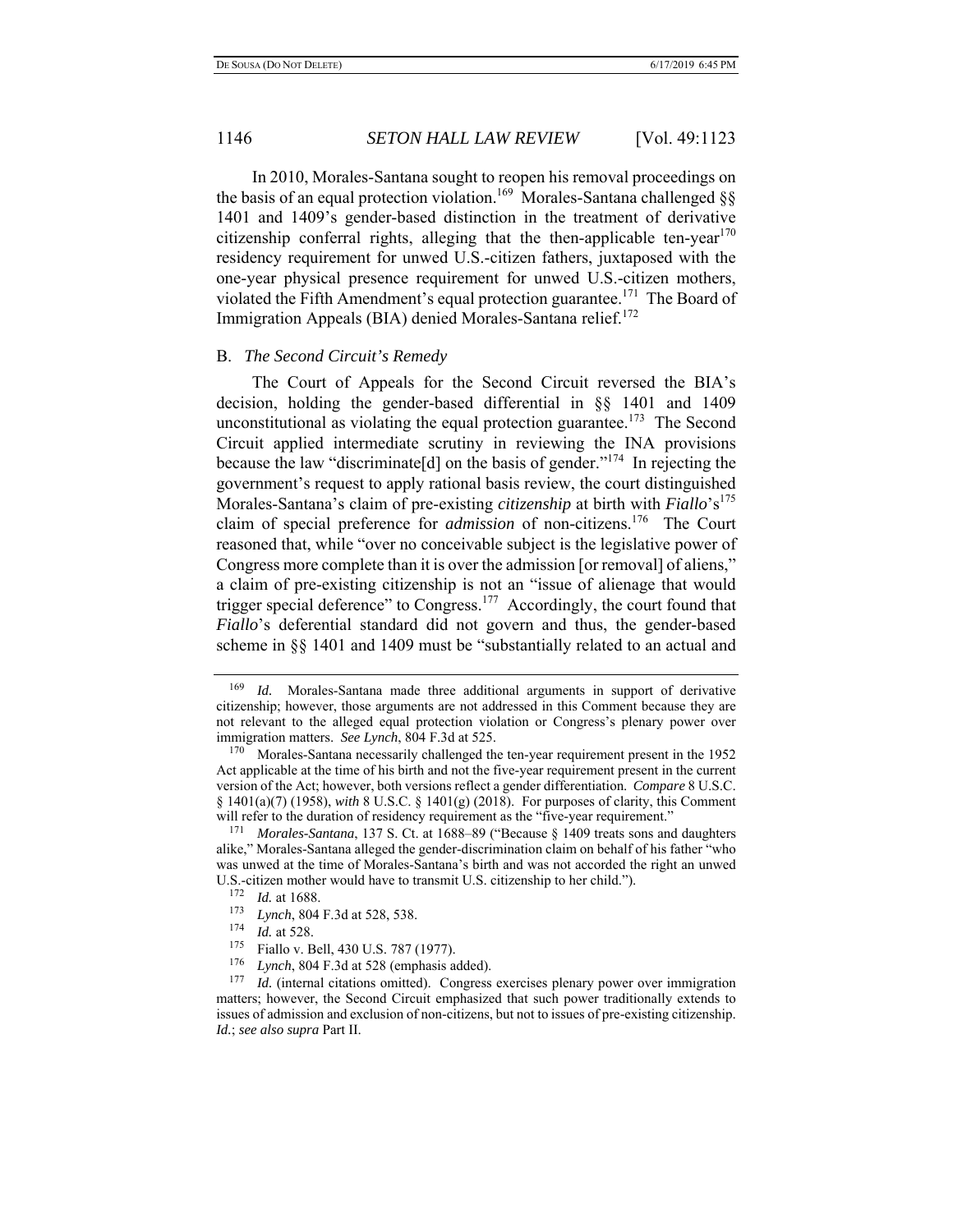In 2010, Morales-Santana sought to reopen his removal proceedings on the basis of an equal protection violation.[169] Morales-Santana challenged §§ 1401 and 1409's gender-based distinction in the treatment of derivative citizenship conferral rights, alleging that the then-applicable ten-year[170] residency requirement for unwed U.S.-citizen fathers, juxtaposed with the one-year physical presence requirement for unwed U.S.-citizen mothers, violated the Fifth Amendment's equal protection guarantee.[171] The Board of Immigration Appeals (BIA) denied Morales-Santana relief.[172]

### B. *The Second Circuit's Remedy*

The Court of Appeals for the Second Circuit reversed the BIA's decision, holding the gender-based differential in §§ 1401 and 1409 unconstitutional as violating the equal protection guarantee.[173] The Second Circuit applied intermediate scrutiny in reviewing the INA provisions because the law "discriminate[d] on the basis of gender."[174] In rejecting the government's request to apply rational basis review, the court distinguished Morales-Santana's claim of pre-existing *citizenship* at birth with *Fiallo*'s[175] claim of special preference for *admission* of non-citizens.[176] The Court reasoned that, while "over no conceivable subject is the legislative power of Congress more complete than it is over the admission [or removal] of aliens," a claim of pre-existing citizenship is not an "issue of alienage that would trigger special deference" to Congress.[177] Accordingly, the court found that *Fiallo*'s deferential standard did not govern and thus, the gender-based scheme in §§ 1401 and 1409 must be "substantially related to an actual and

---

[169] *Id.* Morales-Santana made three additional arguments in support of derivative citizenship; however, those arguments are not addressed in this Comment because they are not relevant to the alleged equal protection violation or Congress's plenary power over immigration matters. *See Lynch*, 804 F.3d at 525.

[170] Morales-Santana necessarily challenged the ten-year requirement present in the 1952 Act applicable at the time of his birth and not the five-year requirement present in the current version of the Act; however, both versions reflect a gender differentiation. *Compare* 8 U.S.C. § 1401(a)(7) (1958), *with* 8 U.S.C. § 1401(g) (2018). For purposes of clarity, this Comment will refer to the duration of residency requirement as the "five-year requirement."

[171] *Morales-Santana*, 137 S. Ct. at 1688–89 ("Because § 1409 treats sons and daughters alike," Morales-Santana alleged the gender-discrimination claim on behalf of his father "who was unwed at the time of Morales-Santana's birth and was not accorded the right an unwed U.S.-citizen mother would have to transmit U.S. citizenship to her child.").

[172] *Id.* at 1688.

[173] *Lynch*, 804 F.3d at 528, 538.

[174] *Id.* at 528.

[175] Fiallo v. Bell, 430 U.S. 787 (1977).

[176] *Lynch*, 804 F.3d at 528 (emphasis added).

[177] *Id.* (internal citations omitted). Congress exercises plenary power over immigration matters; however, the Second Circuit emphasized that such power traditionally extends to issues of admission and exclusion of non-citizens, but not to issues of pre-existing citizenship. *Id.*; *see also supra* Part II.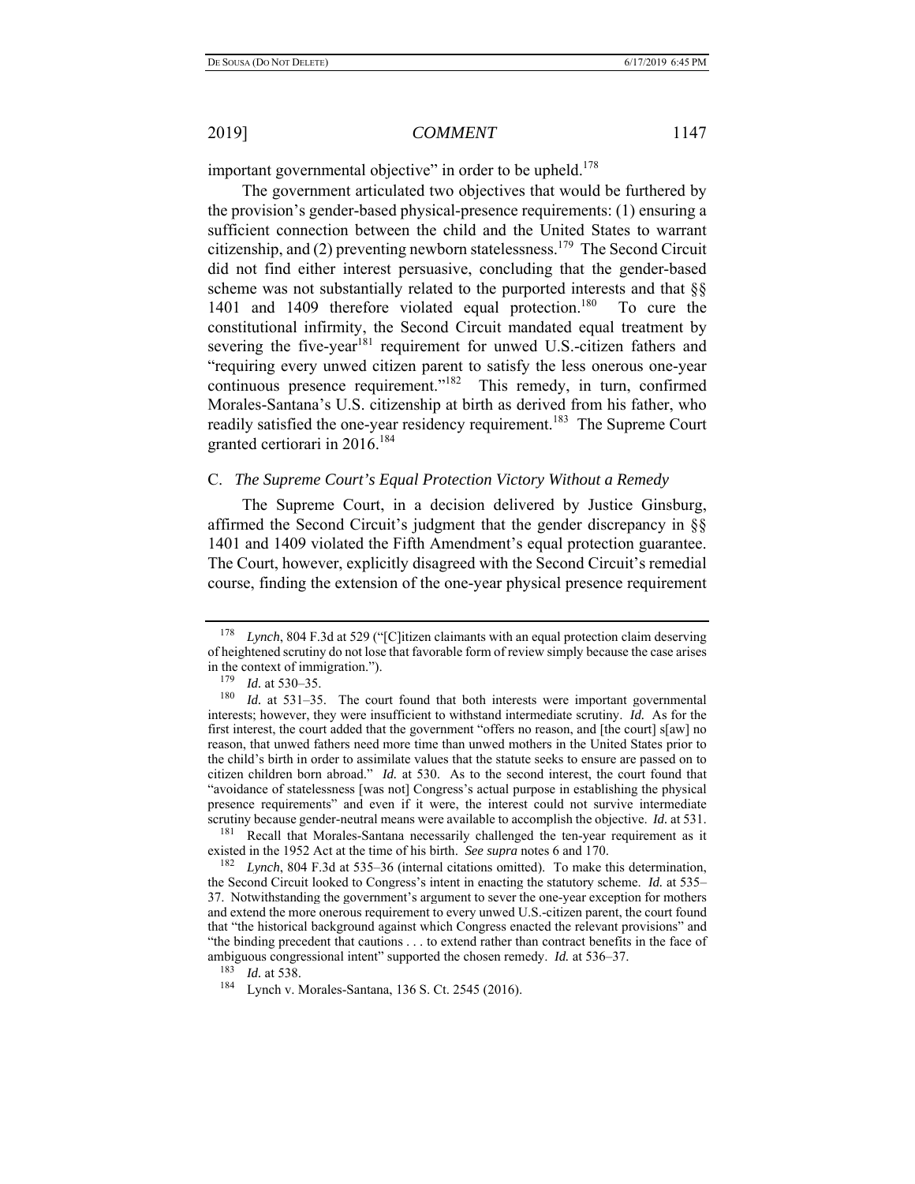important governmental objective" in order to be upheld.[178]

The government articulated two objectives that would be furthered by the provision's gender-based physical-presence requirements: (1) ensuring a sufficient connection between the child and the United States to warrant citizenship, and (2) preventing newborn statelessness.[179] The Second Circuit did not find either interest persuasive, concluding that the gender-based scheme was not substantially related to the purported interests and that §§ 1401 and 1409 therefore violated equal protection.[180] To cure the constitutional infirmity, the Second Circuit mandated equal treatment by severing the five-year[181] requirement for unwed U.S.-citizen fathers and "requiring every unwed citizen parent to satisfy the less onerous one-year continuous presence requirement."[182] This remedy, in turn, confirmed Morales-Santana's U.S. citizenship at birth as derived from his father, who readily satisfied the one-year residency requirement.[183] The Supreme Court granted certiorari in 2016.[184]

### C. *The Supreme Court's Equal Protection Victory Without a Remedy*

The Supreme Court, in a decision delivered by Justice Ginsburg, affirmed the Second Circuit's judgment that the gender discrepancy in §§ 1401 and 1409 violated the Fifth Amendment's equal protection guarantee. The Court, however, explicitly disagreed with the Second Circuit's remedial course, finding the extension of the one-year physical presence requirement

---

[178] *Lynch*, 804 F.3d at 529 ("[C]itizen claimants with an equal protection claim deserving of heightened scrutiny do not lose that favorable form of review simply because the case arises in the context of immigration.").

[179] *Id.* at 530–35.

[180] *Id.* at 531–35. The court found that both interests were important governmental interests; however, they were insufficient to withstand intermediate scrutiny. *Id.* As for the first interest, the court added that the government "offers no reason, and [the court] s[aw] no reason, that unwed fathers need more time than unwed mothers in the United States prior to the child's birth in order to assimilate values that the statute seeks to ensure are passed on to citizen children born abroad." *Id.* at 530. As to the second interest, the court found that "avoidance of statelessness [was not] Congress's actual purpose in establishing the physical presence requirements" and even if it were, the interest could not survive intermediate scrutiny because gender-neutral means were available to accomplish the objective. *Id.* at 531.

[181] Recall that Morales-Santana necessarily challenged the ten-year requirement as it existed in the 1952 Act at the time of his birth. *See supra* notes 6 and 170.

[182] *Lynch*, 804 F.3d at 535–36 (internal citations omitted). To make this determination, the Second Circuit looked to Congress's intent in enacting the statutory scheme. *Id.* at 535–37. Notwithstanding the government's argument to sever the one-year exception for mothers and extend the more onerous requirement to every unwed U.S.-citizen parent, the court found that "the historical background against which Congress enacted the relevant provisions" and "the binding precedent that cautions . . . to extend rather than contract benefits in the face of ambiguous congressional intent" supported the chosen remedy. *Id.* at 536–37.

[183] *Id.* at 538.

[184] Lynch v. Morales-Santana, 136 S. Ct. 2545 (2016).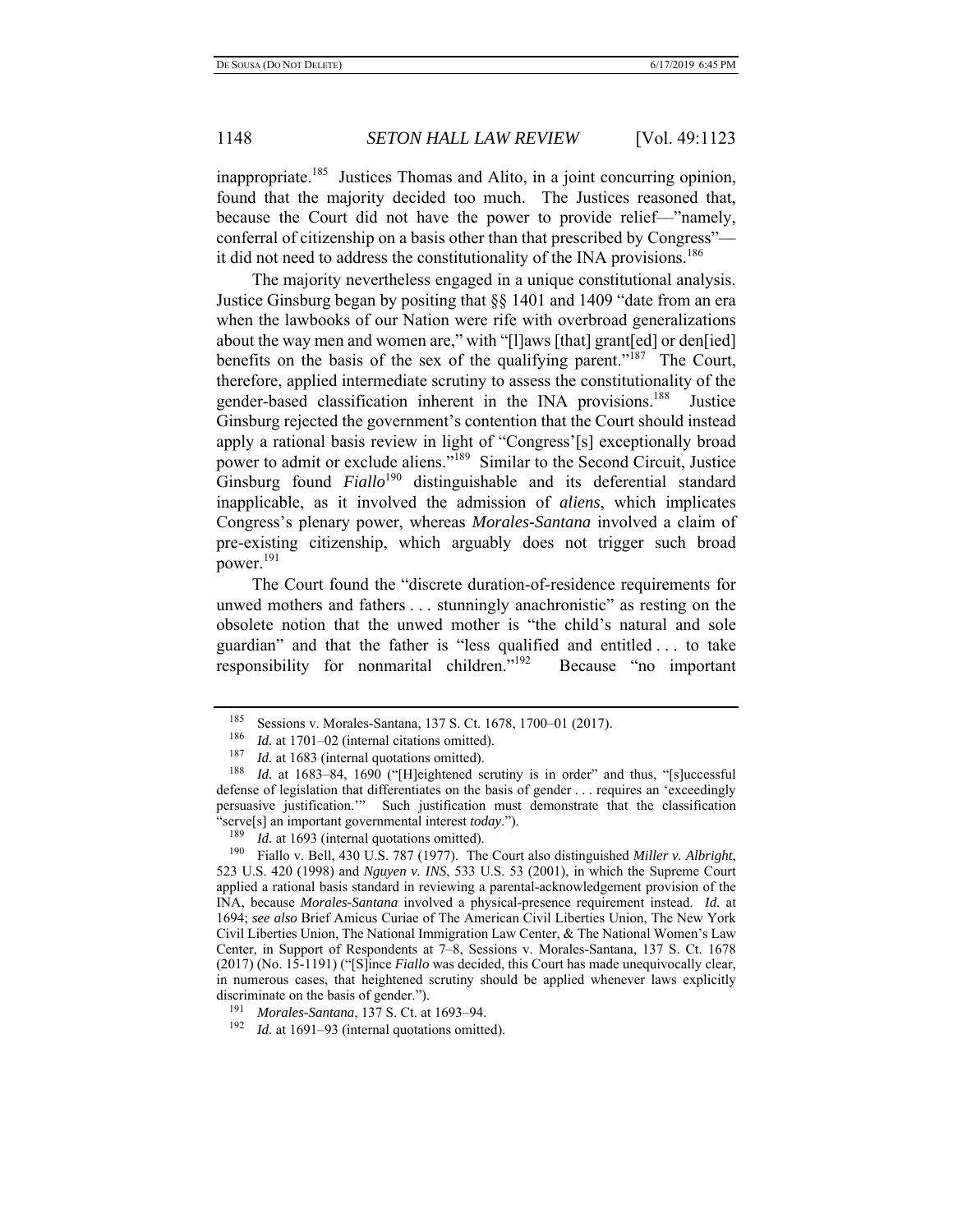inappropriate.[185] Justices Thomas and Alito, in a joint concurring opinion, found that the majority decided too much. The Justices reasoned that, because the Court did not have the power to provide relief—"namely, conferral of citizenship on a basis other than that prescribed by Congress"—it did not need to address the constitutionality of the INA provisions.[186]

The majority nevertheless engaged in a unique constitutional analysis. Justice Ginsburg began by positing that §§ 1401 and 1409 "date from an era when the lawbooks of our Nation were rife with overbroad generalizations about the way men and women are," with "[l]aws [that] grant[ed] or den[ied] benefits on the basis of the sex of the qualifying parent."[187] The Court, therefore, applied intermediate scrutiny to assess the constitutionality of the gender-based classification inherent in the INA provisions.[188] Justice Ginsburg rejected the government's contention that the Court should instead apply a rational basis review in light of "Congress'[s] exceptionally broad power to admit or exclude aliens."[189] Similar to the Second Circuit, Justice Ginsburg found *Fiallo*[190] distinguishable and its deferential standard inapplicable, as it involved the admission of *aliens*, which implicates Congress's plenary power, whereas *Morales-Santana* involved a claim of pre-existing citizenship, which arguably does not trigger such broad power.[191]

The Court found the "discrete duration-of-residence requirements for unwed mothers and fathers . . . stunningly anachronistic" as resting on the obsolete notion that the unwed mother is "the child's natural and sole guardian" and that the father is "less qualified and entitled . . . to take responsibility for nonmarital children."[192] Because "no important

---

[185] Sessions v. Morales-Santana, 137 S. Ct. 1678, 1700–01 (2017).

[186] *Id.* at 1701–02 (internal citations omitted).

[187] *Id.* at 1683 (internal quotations omitted).

[188] *Id.* at 1683–84, 1690 ("[H]eightened scrutiny is in order" and thus, "[s]uccessful defense of legislation that differentiates on the basis of gender . . . requires an 'exceedingly persuasive justification.'" Such justification must demonstrate that the classification "serve[s] an important governmental interest *today*.").

[189] *Id.* at 1693 (internal quotations omitted).

[190] Fiallo v. Bell, 430 U.S. 787 (1977). The Court also distinguished *Miller v. Albright*, 523 U.S. 420 (1998) and *Nguyen v. INS*, 533 U.S. 53 (2001), in which the Supreme Court applied a rational basis standard in reviewing a parental-acknowledgement provision of the INA, because *Morales-Santana* involved a physical-presence requirement instead. *Id.* at 1694; *see also* Brief Amicus Curiae of The American Civil Liberties Union, The New York Civil Liberties Union, The National Immigration Law Center, & The National Women's Law Center, in Support of Respondents at 7–8, Sessions v. Morales-Santana, 137 S. Ct. 1678 (2017) (No. 15-1191) ("[S]ince *Fiallo* was decided, this Court has made unequivocally clear, in numerous cases, that heightened scrutiny should be applied whenever laws explicitly discriminate on the basis of gender.").

[191] *Morales-Santana*, 137 S. Ct. at 1693–94.

[192] *Id.* at 1691–93 (internal quotations omitted).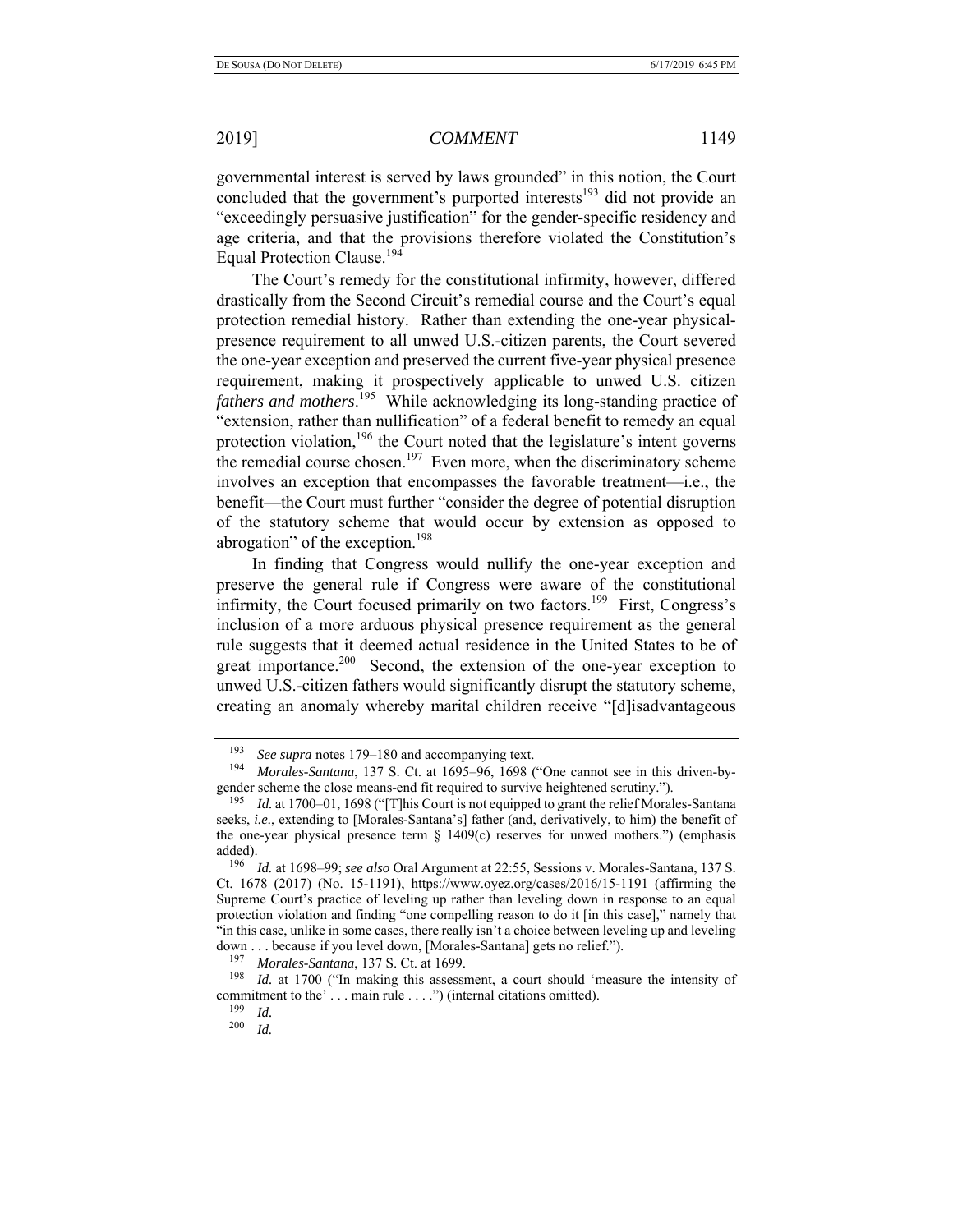governmental interest is served by laws grounded" in this notion, the Court concluded that the government's purported interests[193] did not provide an "exceedingly persuasive justification" for the gender-specific residency and age criteria, and that the provisions therefore violated the Constitution's Equal Protection Clause.[194]

The Court's remedy for the constitutional infirmity, however, differed drastically from the Second Circuit's remedial course and the Court's equal protection remedial history. Rather than extending the one-year physical-presence requirement to all unwed U.S.-citizen parents, the Court severed the one-year exception and preserved the current five-year physical presence requirement, making it prospectively applicable to unwed U.S. citizen *fathers and mothers*.[195] While acknowledging its long-standing practice of "extension, rather than nullification" of a federal benefit to remedy an equal protection violation,[196] the Court noted that the legislature's intent governs the remedial course chosen.[197] Even more, when the discriminatory scheme involves an exception that encompasses the favorable treatment—i.e., the benefit—the Court must further "consider the degree of potential disruption of the statutory scheme that would occur by extension as opposed to abrogation" of the exception.[198]

In finding that Congress would nullify the one-year exception and preserve the general rule if Congress were aware of the constitutional infirmity, the Court focused primarily on two factors.[199] First, Congress's inclusion of a more arduous physical presence requirement as the general rule suggests that it deemed actual residence in the United States to be of great importance.[200] Second, the extension of the one-year exception to unwed U.S.-citizen fathers would significantly disrupt the statutory scheme, creating an anomaly whereby marital children receive "[d]isadvantageous

---

[193] *See supra* notes 179–180 and accompanying text.

[194] *Morales-Santana*, 137 S. Ct. at 1695–96, 1698 ("One cannot see in this driven-by-gender scheme the close means-end fit required to survive heightened scrutiny.").

[195] *Id.* at 1700–01, 1698 ("[T]his Court is not equipped to grant the relief Morales-Santana seeks, *i.e.*, extending to [Morales-Santana's] father (and, derivatively, to him) the benefit of the one-year physical presence term § 1409(c) reserves for unwed mothers.") (emphasis added).

[196] *Id.* at 1698–99; *see also* Oral Argument at 22:55, Sessions v. Morales-Santana, 137 S. Ct. 1678 (2017) (No. 15-1191), https://www.oyez.org/cases/2016/15-1191 (affirming the Supreme Court's practice of leveling up rather than leveling down in response to an equal protection violation and finding "one compelling reason to do it [in this case]," namely that "in this case, unlike in some cases, there really isn't a choice between leveling up and leveling down . . . because if you level down, [Morales-Santana] gets no relief.").

[197] *Morales-Santana*, 137 S. Ct. at 1699.

[198] *Id.* at 1700 ("In making this assessment, a court should 'measure the intensity of commitment to the' . . . main rule . . . .") (internal citations omitted).

[199] *Id.*

[200] *Id.*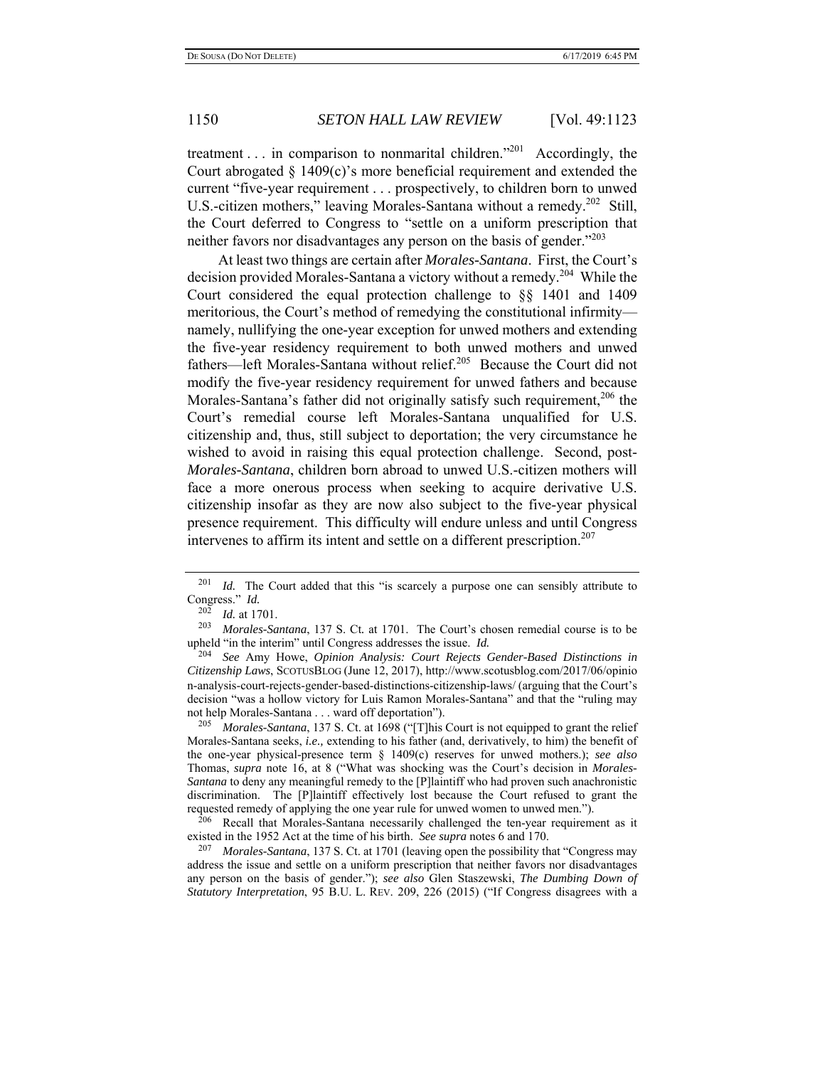treatment . . . in comparison to nonmarital children."[201] Accordingly, the Court abrogated § 1409(c)'s more beneficial requirement and extended the current "five-year requirement . . . prospectively, to children born to unwed U.S.-citizen mothers," leaving Morales-Santana without a remedy.[202] Still, the Court deferred to Congress to "settle on a uniform prescription that neither favors nor disadvantages any person on the basis of gender."[203]

At least two things are certain after *Morales-Santana*. First, the Court's decision provided Morales-Santana a victory without a remedy.[204] While the Court considered the equal protection challenge to §§ 1401 and 1409 meritorious, the Court's method of remedying the constitutional infirmity—namely, nullifying the one-year exception for unwed mothers and extending the five-year residency requirement to both unwed mothers and unwed fathers—left Morales-Santana without relief.[205] Because the Court did not modify the five-year residency requirement for unwed fathers and because Morales-Santana's father did not originally satisfy such requirement,[206] the Court's remedial course left Morales-Santana unqualified for U.S. citizenship and, thus, still subject to deportation; the very circumstance he wished to avoid in raising this equal protection challenge. Second, post-*Morales-Santana*, children born abroad to unwed U.S.-citizen mothers will face a more onerous process when seeking to acquire derivative U.S. citizenship insofar as they are now also subject to the five-year physical presence requirement. This difficulty will endure unless and until Congress intervenes to affirm its intent and settle on a different prescription.[207]

---

[201] *Id.* The Court added that this "is scarcely a purpose one can sensibly attribute to Congress." *Id.*

[202] *Id.* at 1701.

[203] *Morales-Santana*, 137 S. Ct. at 1701. The Court's chosen remedial course is to be upheld "in the interim" until Congress addresses the issue. *Id.*

[204] *See* Amy Howe, *Opinion Analysis: Court Rejects Gender-Based Distinctions in Citizenship Laws*, SCOTUSBLOG (June 12, 2017), http://www.scotusblog.com/2017/06/opinion-analysis-court-rejects-gender-based-distinctions-citizenship-laws/ (arguing that the Court's decision "was a hollow victory for Luis Ramon Morales-Santana" and that the "ruling may not help Morales-Santana . . . ward off deportation").

[205] *Morales-Santana*, 137 S. Ct. at 1698 ("[T]his Court is not equipped to grant the relief Morales-Santana seeks, *i.e.,* extending to his father (and, derivatively, to him) the benefit of the one-year physical-presence term § 1409(c) reserves for unwed mothers.); *see also* Thomas, *supra* note 16, at 8 ("What was shocking was the Court's decision in *Morales-Santana* to deny any meaningful remedy to the [P]laintiff who had proven such anachronistic discrimination. The [P]laintiff effectively lost because the Court refused to grant the requested remedy of applying the one year rule for unwed women to unwed men.").

[206] Recall that Morales-Santana necessarily challenged the ten-year requirement as it existed in the 1952 Act at the time of his birth. *See supra* notes 6 and 170.

[207] *Morales-Santana*, 137 S. Ct. at 1701 (leaving open the possibility that "Congress may address the issue and settle on a uniform prescription that neither favors nor disadvantages any person on the basis of gender."); *see also* Glen Staszewski, *The Dumbing Down of Statutory Interpretation*, 95 B.U. L. REV. 209, 226 (2015) ("If Congress disagrees with a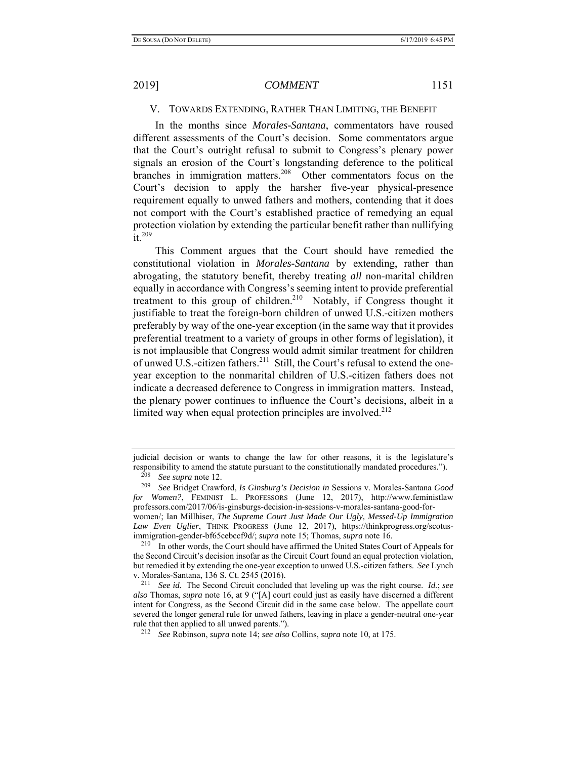## V. TOWARDS EXTENDING, RATHER THAN LIMITING, THE BENEFIT

In the months since *Morales-Santana*, commentators have roused different assessments of the Court's decision. Some commentators argue that the Court's outright refusal to submit to Congress's plenary power signals an erosion of the Court's longstanding deference to the political branches in immigration matters.[208] Other commentators focus on the Court's decision to apply the harsher five-year physical-presence requirement equally to unwed fathers and mothers, contending that it does not comport with the Court's established practice of remedying an equal protection violation by extending the particular benefit rather than nullifying it.[209]

This Comment argues that the Court should have remedied the constitutional violation in *Morales-Santana* by extending, rather than abrogating, the statutory benefit, thereby treating *all* non-marital children equally in accordance with Congress's seeming intent to provide preferential treatment to this group of children.[210] Notably, if Congress thought it justifiable to treat the foreign-born children of unwed U.S.-citizen mothers preferably by way of the one-year exception (in the same way that it provides preferential treatment to a variety of groups in other forms of legislation), it is not implausible that Congress would admit similar treatment for children of unwed U.S.-citizen fathers.[211] Still, the Court's refusal to extend the one-year exception to the nonmarital children of U.S.-citizen fathers does not indicate a decreased deference to Congress in immigration matters. Instead, the plenary power continues to influence the Court's decisions, albeit in a limited way when equal protection principles are involved.[212]

---

judicial decision or wants to change the law for other reasons, it is the legislature's responsibility to amend the statute pursuant to the constitutionally mandated procedures.").

[208] *See supra* note 12.

[209] *See* Bridget Crawford, *Is Ginsburg's Decision in* Sessions v. Morales-Santana *Good for Women?*, FEMINIST L. PROFESSORS (June 12, 2017), http://www.feministlawprofessors.com/2017/06/is-ginsburgs-decision-in-sessions-v-morales-santana-good-for-women/; Ian Millhiser, *The Supreme Court Just Made Our Ugly, Messed-Up Immigration Law Even Uglier*, THINK PROGRESS (June 12, 2017), https://thinkprogress.org/scotus-immigration-gender-bf65cebccf9d/; *supra* note 15; Thomas, *supra* note 16.

[210] In other words, the Court should have affirmed the United States Court of Appeals for the Second Circuit's decision insofar as the Circuit Court found an equal protection violation, but remedied it by extending the one-year exception to unwed U.S.-citizen fathers. *See* Lynch v. Morales-Santana, 136 S. Ct. 2545 (2016).

[211] *See id.* The Second Circuit concluded that leveling up was the right course. *Id.*; *see also* Thomas, *supra* note 16, at 9 ("[A] court could just as easily have discerned a different intent for Congress, as the Second Circuit did in the same case below. The appellate court severed the longer general rule for unwed fathers, leaving in place a gender-neutral one-year rule that then applied to all unwed parents.").

[212] *See* Robinson, *supra* note 14; *see also* Collins, *supra* note 10, at 175.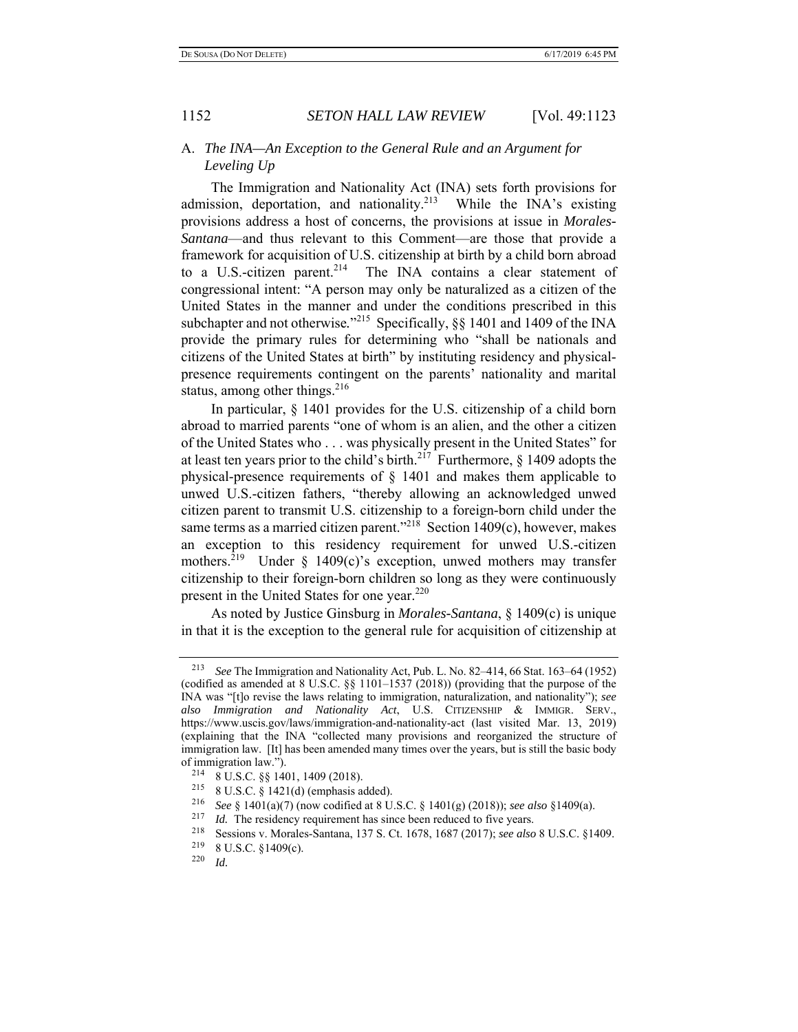### A. *The INA—An Exception to the General Rule and an Argument for Leveling Up*

The Immigration and Nationality Act (INA) sets forth provisions for admission, deportation, and nationality.[213] While the INA's existing provisions address a host of concerns, the provisions at issue in *Morales-Santana*—and thus relevant to this Comment—are those that provide a framework for acquisition of U.S. citizenship at birth by a child born abroad to a U.S.-citizen parent.[214] The INA contains a clear statement of congressional intent: "A person may only be naturalized as a citizen of the United States in the manner and under the conditions prescribed in this subchapter and not otherwise."[215] Specifically, §§ 1401 and 1409 of the INA provide the primary rules for determining who "shall be nationals and citizens of the United States at birth" by instituting residency and physical-presence requirements contingent on the parents' nationality and marital status, among other things.[216]

In particular, § 1401 provides for the U.S. citizenship of a child born abroad to married parents "one of whom is an alien, and the other a citizen of the United States who . . . was physically present in the United States" for at least ten years prior to the child's birth.[217] Furthermore, § 1409 adopts the physical-presence requirements of § 1401 and makes them applicable to unwed U.S.-citizen fathers, "thereby allowing an acknowledged unwed citizen parent to transmit U.S. citizenship to a foreign-born child under the same terms as a married citizen parent."[218] Section 1409(c), however, makes an exception to this residency requirement for unwed U.S.-citizen mothers.[219] Under § 1409(c)'s exception, unwed mothers may transfer citizenship to their foreign-born children so long as they were continuously present in the United States for one year.[220]

As noted by Justice Ginsburg in *Morales-Santana*, § 1409(c) is unique in that it is the exception to the general rule for acquisition of citizenship at

---

[213] *See* The Immigration and Nationality Act, Pub. L. No. 82–414, 66 Stat. 163–64 (1952) (codified as amended at 8 U.S.C. §§ 1101–1537 (2018)) (providing that the purpose of the INA was "[t]o revise the laws relating to immigration, naturalization, and nationality"); *see also Immigration and Nationality Act*, U.S. CITIZENSHIP & IMMIGR. SERV., https://www.uscis.gov/laws/immigration-and-nationality-act (last visited Mar. 13, 2019) (explaining that the INA "collected many provisions and reorganized the structure of immigration law. [It] has been amended many times over the years, but is still the basic body of immigration law.").

[214] 8 U.S.C. §§ 1401, 1409 (2018).

[215] 8 U.S.C. § 1421(d) (emphasis added).

[216] *See* § 1401(a)(7) (now codified at 8 U.S.C. § 1401(g) (2018)); *see also* §1409(a).

[217] *Id.* The residency requirement has since been reduced to five years.

[218] Sessions v. Morales-Santana, 137 S. Ct. 1678, 1687 (2017); *see also* 8 U.S.C. §1409.

[219] 8 U.S.C. §1409(c).

[220] *Id.*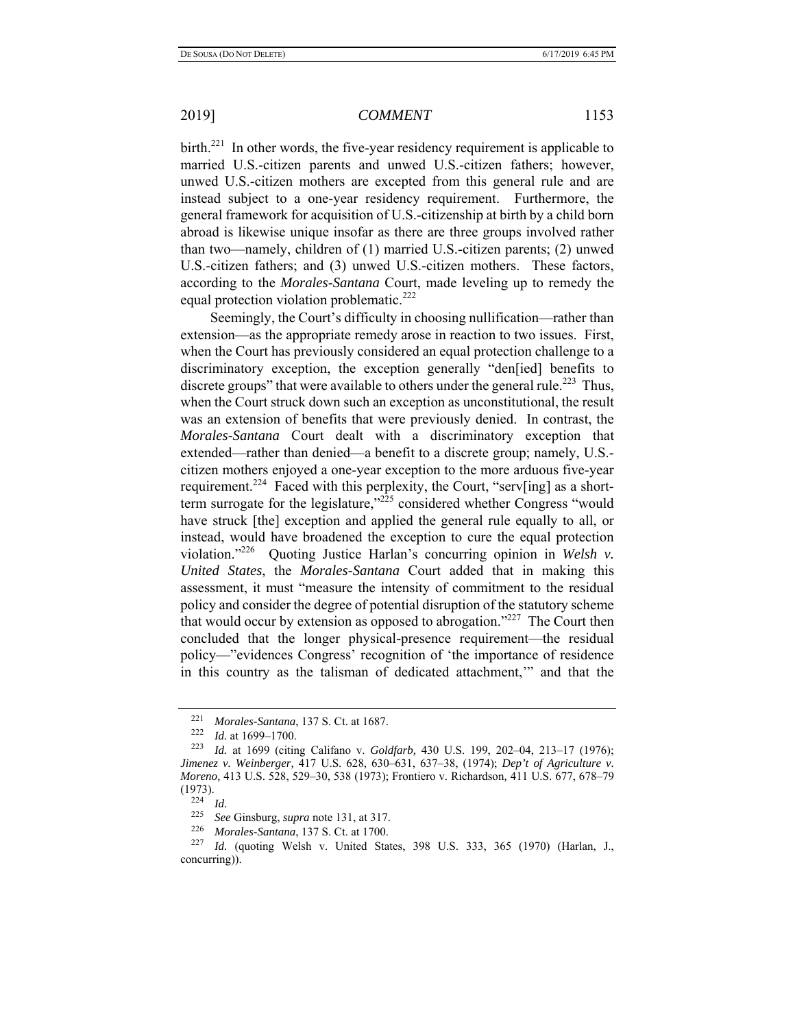birth.[221] In other words, the five-year residency requirement is applicable to married U.S.-citizen parents and unwed U.S.-citizen fathers; however, unwed U.S.-citizen mothers are excepted from this general rule and are instead subject to a one-year residency requirement. Furthermore, the general framework for acquisition of U.S.-citizenship at birth by a child born abroad is likewise unique insofar as there are three groups involved rather than two—namely, children of (1) married U.S.-citizen parents; (2) unwed U.S.-citizen fathers; and (3) unwed U.S.-citizen mothers. These factors, according to the *Morales-Santana* Court, made leveling up to remedy the equal protection violation problematic.[222]

Seemingly, the Court's difficulty in choosing nullification—rather than extension—as the appropriate remedy arose in reaction to two issues. First, when the Court has previously considered an equal protection challenge to a discriminatory exception, the exception generally "den[ied] benefits to discrete groups" that were available to others under the general rule.[223] Thus, when the Court struck down such an exception as unconstitutional, the result was an extension of benefits that were previously denied. In contrast, the *Morales-Santana* Court dealt with a discriminatory exception that extended—rather than denied—a benefit to a discrete group; namely, U.S.-citizen mothers enjoyed a one-year exception to the more arduous five-year requirement.[224] Faced with this perplexity, the Court, "serv[ing] as a short-term surrogate for the legislature,"[225] considered whether Congress "would have struck [the] exception and applied the general rule equally to all, or instead, would have broadened the exception to cure the equal protection violation."[226] Quoting Justice Harlan's concurring opinion in *Welsh v. United States*, the *Morales-Santana* Court added that in making this assessment, it must "measure the intensity of commitment to the residual policy and consider the degree of potential disruption of the statutory scheme that would occur by extension as opposed to abrogation."[227] The Court then concluded that the longer physical-presence requirement—the residual policy—"evidences Congress' recognition of 'the importance of residence in this country as the talisman of dedicated attachment,'" and that the

---

[221] *Morales-Santana*, 137 S. Ct. at 1687.

[222] *Id.* at 1699–1700.

[223] *Id.* at 1699 (citing Califano v. *Goldfarb,* 430 U.S. 199, 202–04, 213–17 (1976); *Jimenez v. Weinberger,* 417 U.S. 628, 630–631, 637–38, (1974); *Dep't of Agriculture v. Moreno,* 413 U.S. 528, 529–30, 538 (1973); Frontiero v. Richardson*,* 411 U.S. 677, 678–79 (1973).

[224] *Id.*

[225] *See* Ginsburg, *supra* note 131, at 317.

[226] *Morales-Santana*, 137 S. Ct. at 1700.

[227] *Id.* (quoting Welsh v. United States, 398 U.S. 333, 365 (1970) (Harlan, J., concurring)).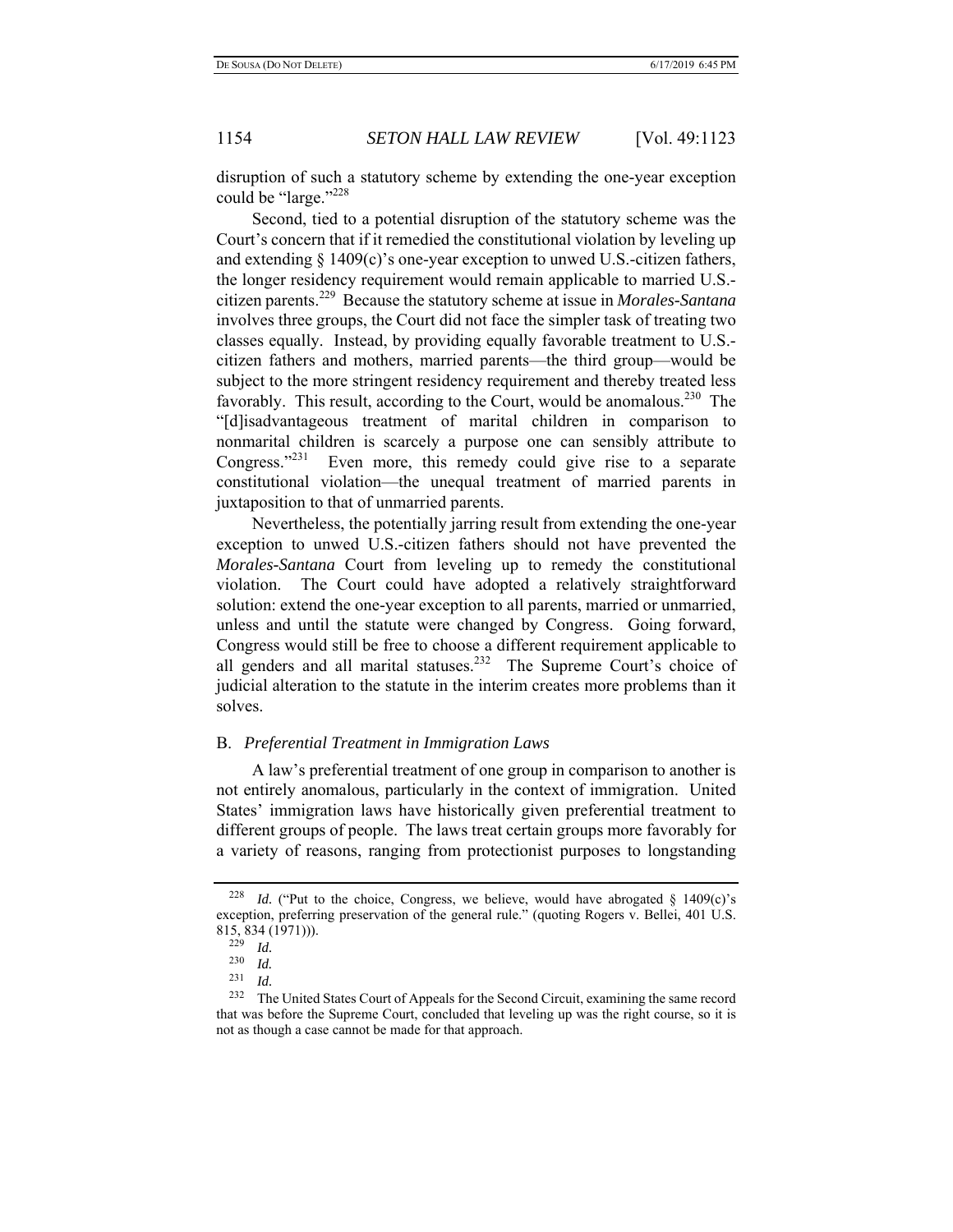disruption of such a statutory scheme by extending the one-year exception could be "large."[228]

Second, tied to a potential disruption of the statutory scheme was the Court's concern that if it remedied the constitutional violation by leveling up and extending § 1409(c)'s one-year exception to unwed U.S.-citizen fathers, the longer residency requirement would remain applicable to married U.S.-citizen parents.[229] Because the statutory scheme at issue in *Morales-Santana* involves three groups, the Court did not face the simpler task of treating two classes equally. Instead, by providing equally favorable treatment to U.S.-citizen fathers and mothers, married parents—the third group—would be subject to the more stringent residency requirement and thereby treated less favorably. This result, according to the Court, would be anomalous.[230] The "[d]isadvantageous treatment of marital children in comparison to nonmarital children is scarcely a purpose one can sensibly attribute to Congress."[231] Even more, this remedy could give rise to a separate constitutional violation—the unequal treatment of married parents in juxtaposition to that of unmarried parents.

Nevertheless, the potentially jarring result from extending the one-year exception to unwed U.S.-citizen fathers should not have prevented the *Morales-Santana* Court from leveling up to remedy the constitutional violation. The Court could have adopted a relatively straightforward solution: extend the one-year exception to all parents, married or unmarried, unless and until the statute were changed by Congress. Going forward, Congress would still be free to choose a different requirement applicable to all genders and all marital statuses.[232] The Supreme Court's choice of judicial alteration to the statute in the interim creates more problems than it solves.

## B. *Preferential Treatment in Immigration Laws*

A law's preferential treatment of one group in comparison to another is not entirely anomalous, particularly in the context of immigration. United States' immigration laws have historically given preferential treatment to different groups of people. The laws treat certain groups more favorably for a variety of reasons, ranging from protectionist purposes to longstanding

---

[228] *Id.* ("Put to the choice, Congress, we believe, would have abrogated § 1409(c)'s exception, preferring preservation of the general rule." (quoting Rogers v. Bellei, 401 U.S. 815, 834 (1971))).

[229] *Id.*

[230] *Id.*

[231] *Id.*

[232] The United States Court of Appeals for the Second Circuit, examining the same record that was before the Supreme Court, concluded that leveling up was the right course, so it is not as though a case cannot be made for that approach.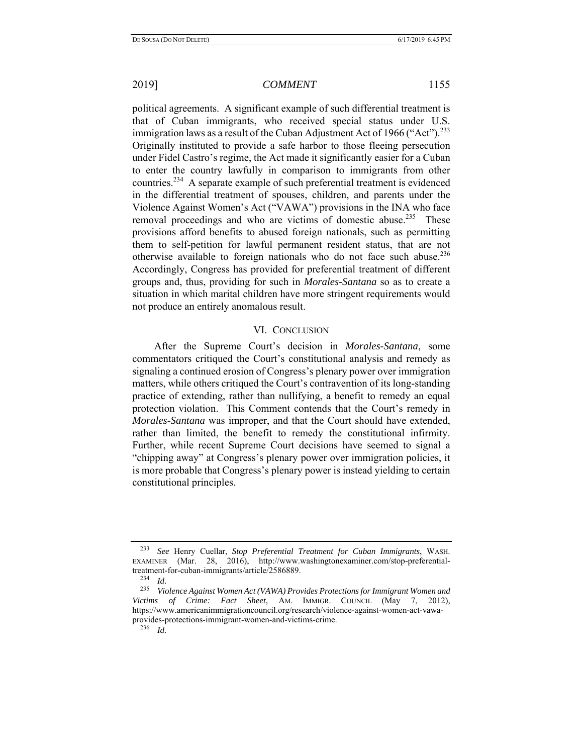political agreements. A significant example of such differential treatment is that of Cuban immigrants, who received special status under U.S. immigration laws as a result of the Cuban Adjustment Act of 1966 ("Act").[233] Originally instituted to provide a safe harbor to those fleeing persecution under Fidel Castro's regime, the Act made it significantly easier for a Cuban to enter the country lawfully in comparison to immigrants from other countries.[234] A separate example of such preferential treatment is evidenced in the differential treatment of spouses, children, and parents under the Violence Against Women's Act ("VAWA") provisions in the INA who face removal proceedings and who are victims of domestic abuse.[235] These provisions afford benefits to abused foreign nationals, such as permitting them to self-petition for lawful permanent resident status, that are not otherwise available to foreign nationals who do not face such abuse.[236] Accordingly, Congress has provided for preferential treatment of different groups and, thus, providing for such in *Morales-Santana* so as to create a situation in which marital children have more stringent requirements would not produce an entirely anomalous result.

## VI. CONCLUSION

After the Supreme Court's decision in *Morales-Santana*, some commentators critiqued the Court's constitutional analysis and remedy as signaling a continued erosion of Congress's plenary power over immigration matters, while others critiqued the Court's contravention of its long-standing practice of extending, rather than nullifying, a benefit to remedy an equal protection violation. This Comment contends that the Court's remedy in *Morales-Santana* was improper, and that the Court should have extended, rather than limited, the benefit to remedy the constitutional infirmity. Further, while recent Supreme Court decisions have seemed to signal a "chipping away" at Congress's plenary power over immigration policies, it is more probable that Congress's plenary power is instead yielding to certain constitutional principles.

---

[233] *See* Henry Cuellar, *Stop Preferential Treatment for Cuban Immigrants*, WASH. EXAMINER (Mar. 28, 2016), http://www.washingtonexaminer.com/stop-preferential-treatment-for-cuban-immigrants/article/2586889.

[234] *Id.*

[235] *Violence Against Women Act (VAWA) Provides Protections for Immigrant Women and Victims of Crime: Fact Sheet*, AM. IMMIGR. COUNCIL (May 7, 2012), https://www.americanimmigrationcouncil.org/research/violence-against-women-act-vawa-provides-protections-immigrant-women-and-victims-crime.

[236] *Id.*